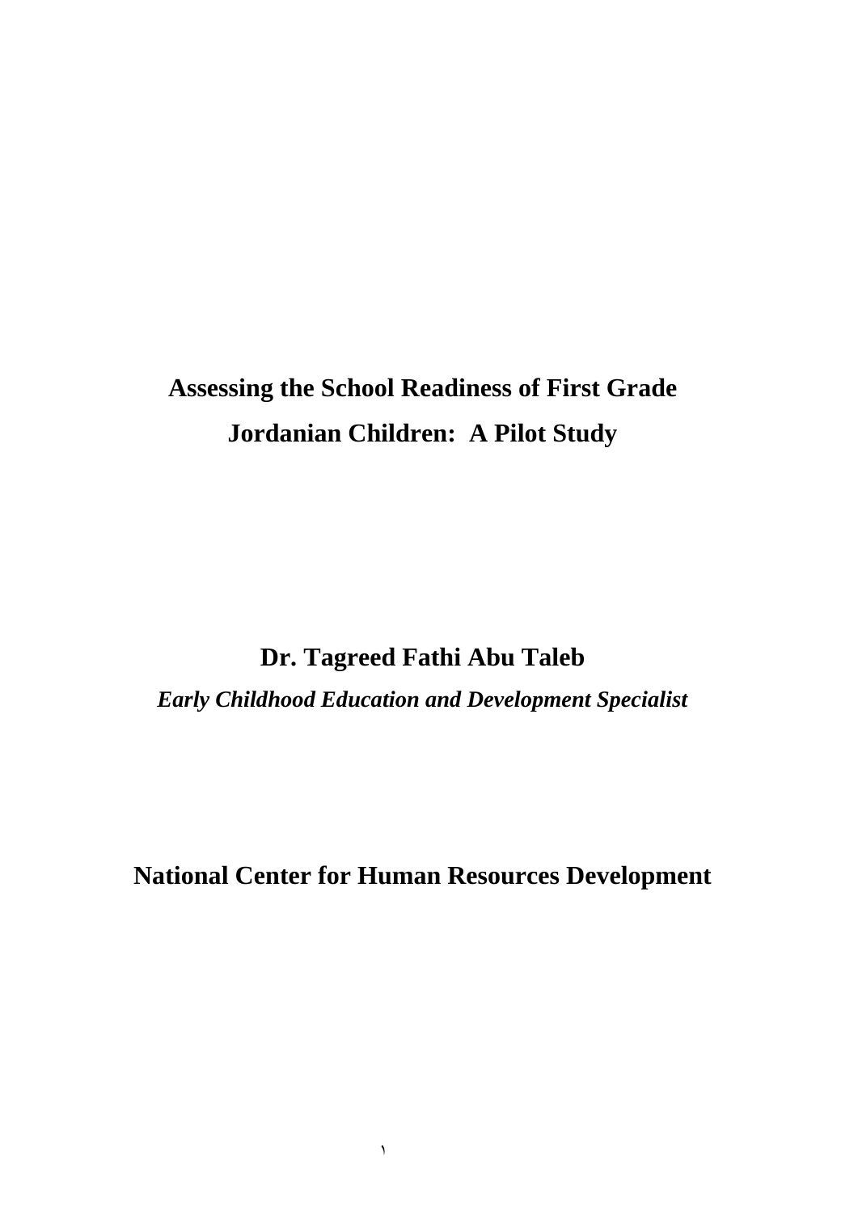# Assessing the School Readiness of First Grade Jordanian Children: A Pilot Study

**Dr. Tagreed Fathi Abu Taleb**

***Early Childhood Education and Development Specialist***

**National Center for Human Resources Development**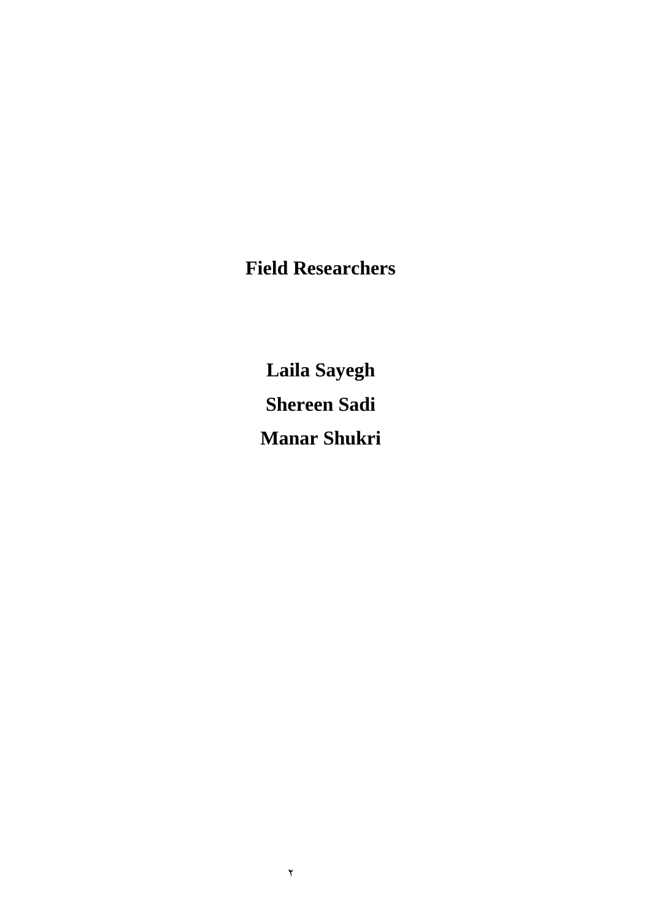**Field Researchers**

**Laila Sayegh**

**Shereen Sadi**

**Manar Shukri**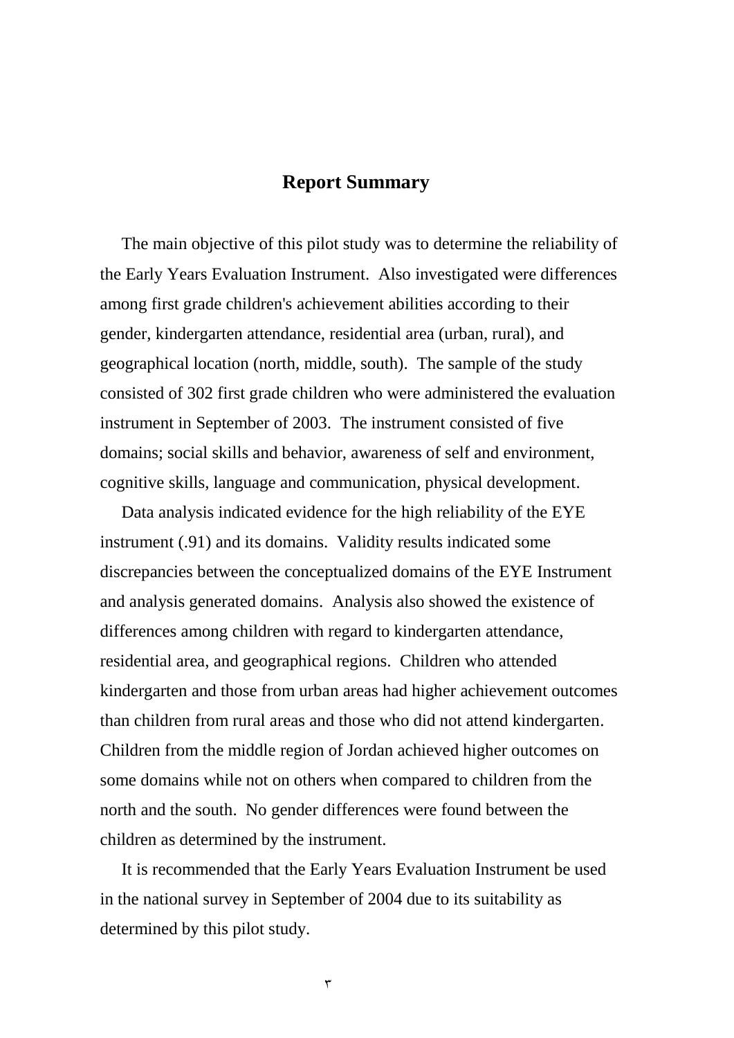## Report Summary

The main objective of this pilot study was to determine the reliability of the Early Years Evaluation Instrument. Also investigated were differences among first grade children's achievement abilities according to their gender, kindergarten attendance, residential area (urban, rural), and geographical location (north, middle, south). The sample of the study consisted of 302 first grade children who were administered the evaluation instrument in September of 2003. The instrument consisted of five domains; social skills and behavior, awareness of self and environment, cognitive skills, language and communication, physical development.

Data analysis indicated evidence for the high reliability of the EYE instrument (.91) and its domains. Validity results indicated some discrepancies between the conceptualized domains of the EYE Instrument and analysis generated domains. Analysis also showed the existence of differences among children with regard to kindergarten attendance, residential area, and geographical regions. Children who attended kindergarten and those from urban areas had higher achievement outcomes than children from rural areas and those who did not attend kindergarten. Children from the middle region of Jordan achieved higher outcomes on some domains while not on others when compared to children from the north and the south. No gender differences were found between the children as determined by the instrument.

It is recommended that the Early Years Evaluation Instrument be used in the national survey in September of 2004 due to its suitability as determined by this pilot study.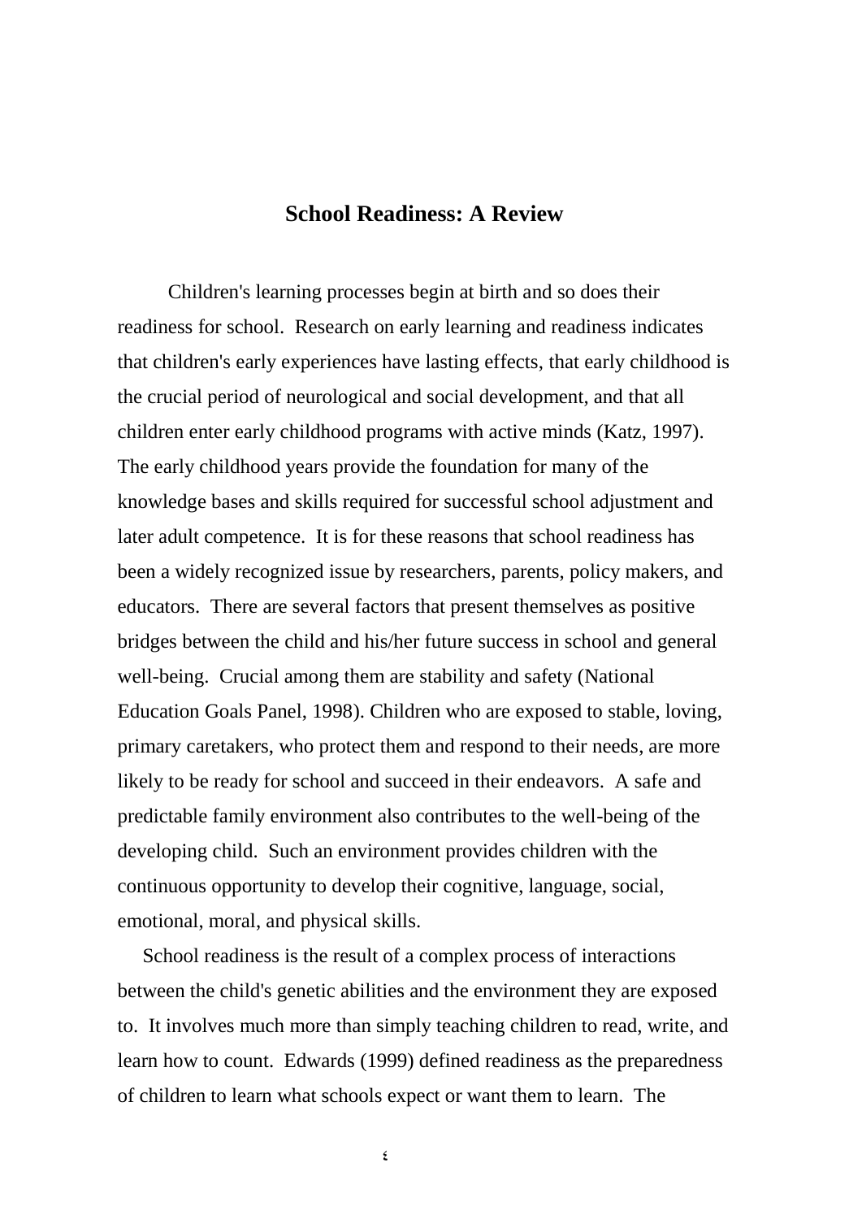## School Readiness: A Review

Children's learning processes begin at birth and so does their readiness for school. Research on early learning and readiness indicates that children's early experiences have lasting effects, that early childhood is the crucial period of neurological and social development, and that all children enter early childhood programs with active minds (Katz, 1997). The early childhood years provide the foundation for many of the knowledge bases and skills required for successful school adjustment and later adult competence. It is for these reasons that school readiness has been a widely recognized issue by researchers, parents, policy makers, and educators. There are several factors that present themselves as positive bridges between the child and his/her future success in school and general well-being. Crucial among them are stability and safety (National Education Goals Panel, 1998). Children who are exposed to stable, loving, primary caretakers, who protect them and respond to their needs, are more likely to be ready for school and succeed in their endeavors. A safe and predictable family environment also contributes to the well-being of the developing child. Such an environment provides children with the continuous opportunity to develop their cognitive, language, social, emotional, moral, and physical skills.

School readiness is the result of a complex process of interactions between the child's genetic abilities and the environment they are exposed to. It involves much more than simply teaching children to read, write, and learn how to count. Edwards (1999) defined readiness as the preparedness of children to learn what schools expect or want them to learn. The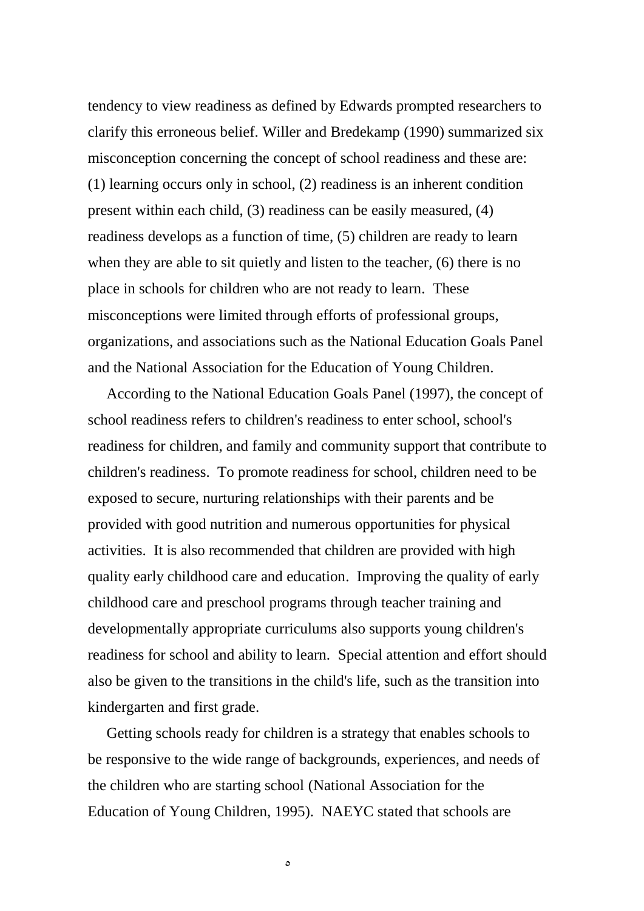tendency to view readiness as defined by Edwards prompted researchers to clarify this erroneous belief. Willer and Bredekamp (1990) summarized six misconception concerning the concept of school readiness and these are: (1) learning occurs only in school, (2) readiness is an inherent condition present within each child, (3) readiness can be easily measured, (4) readiness develops as a function of time, (5) children are ready to learn when they are able to sit quietly and listen to the teacher, (6) there is no place in schools for children who are not ready to learn. These misconceptions were limited through efforts of professional groups, organizations, and associations such as the National Education Goals Panel and the National Association for the Education of Young Children.

According to the National Education Goals Panel (1997), the concept of school readiness refers to children's readiness to enter school, school's readiness for children, and family and community support that contribute to children's readiness. To promote readiness for school, children need to be exposed to secure, nurturing relationships with their parents and be provided with good nutrition and numerous opportunities for physical activities. It is also recommended that children are provided with high quality early childhood care and education. Improving the quality of early childhood care and preschool programs through teacher training and developmentally appropriate curriculums also supports young children's readiness for school and ability to learn. Special attention and effort should also be given to the transitions in the child's life, such as the transition into kindergarten and first grade.

Getting schools ready for children is a strategy that enables schools to be responsive to the wide range of backgrounds, experiences, and needs of the children who are starting school (National Association for the Education of Young Children, 1995). NAEYC stated that schools are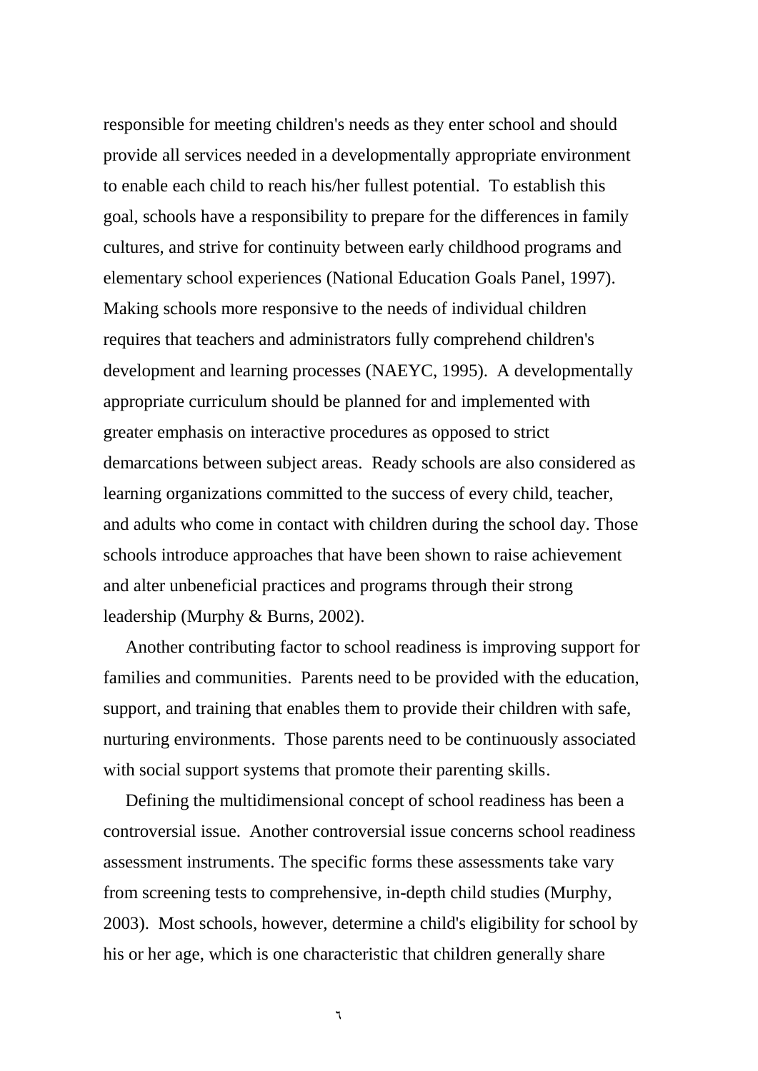responsible for meeting children's needs as they enter school and should provide all services needed in a developmentally appropriate environment to enable each child to reach his/her fullest potential. To establish this goal, schools have a responsibility to prepare for the differences in family cultures, and strive for continuity between early childhood programs and elementary school experiences (National Education Goals Panel, 1997). Making schools more responsive to the needs of individual children requires that teachers and administrators fully comprehend children's development and learning processes (NAEYC, 1995). A developmentally appropriate curriculum should be planned for and implemented with greater emphasis on interactive procedures as opposed to strict demarcations between subject areas. Ready schools are also considered as learning organizations committed to the success of every child, teacher, and adults who come in contact with children during the school day. Those schools introduce approaches that have been shown to raise achievement and alter unbeneficial practices and programs through their strong leadership (Murphy & Burns, 2002).

Another contributing factor to school readiness is improving support for families and communities. Parents need to be provided with the education, support, and training that enables them to provide their children with safe, nurturing environments. Those parents need to be continuously associated with social support systems that promote their parenting skills.

Defining the multidimensional concept of school readiness has been a controversial issue. Another controversial issue concerns school readiness assessment instruments. The specific forms these assessments take vary from screening tests to comprehensive, in-depth child studies (Murphy, 2003). Most schools, however, determine a child's eligibility for school by his or her age, which is one characteristic that children generally share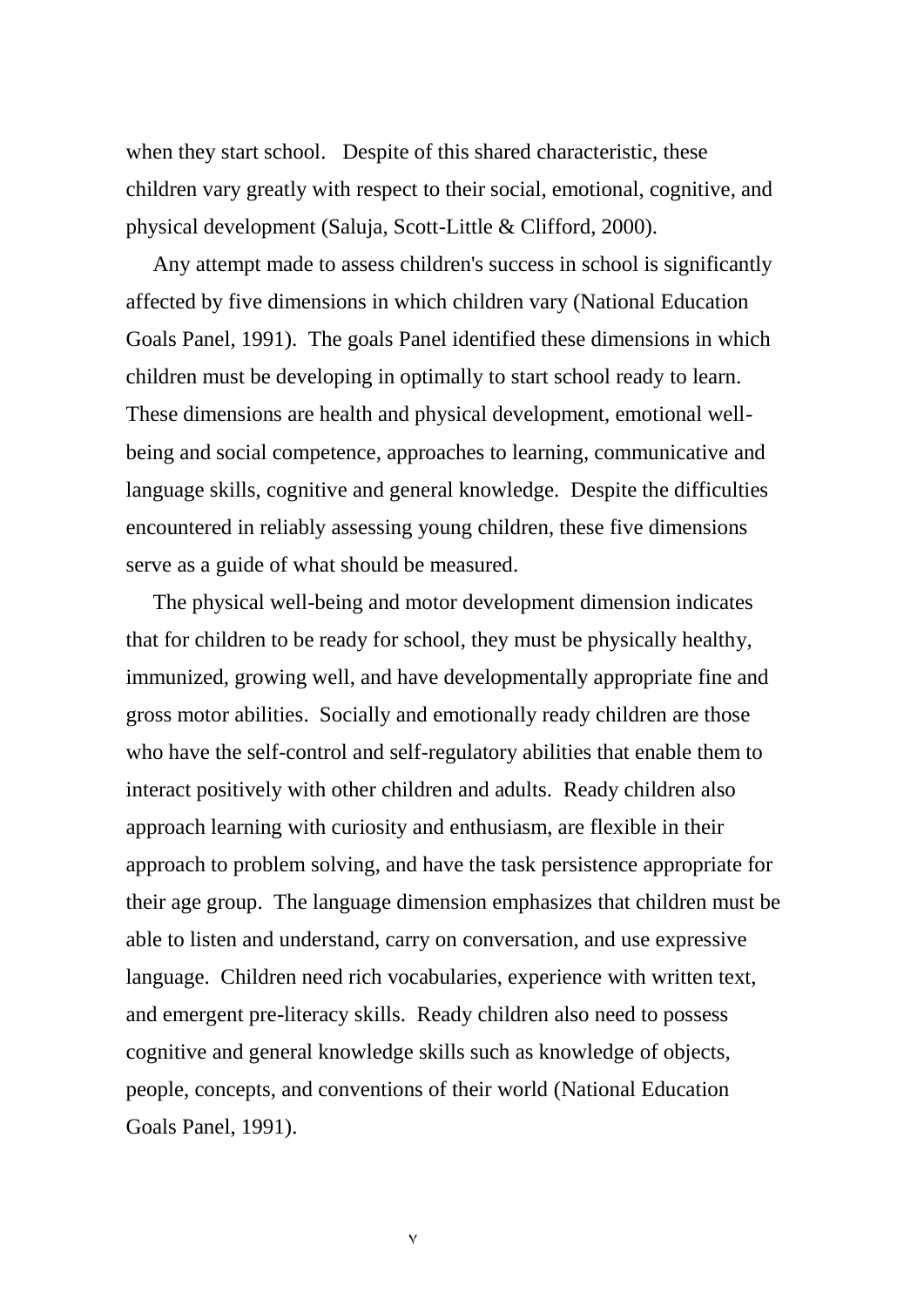when they start school. Despite of this shared characteristic, these children vary greatly with respect to their social, emotional, cognitive, and physical development (Saluja, Scott-Little & Clifford, 2000).

Any attempt made to assess children's success in school is significantly affected by five dimensions in which children vary (National Education Goals Panel, 1991). The goals Panel identified these dimensions in which children must be developing in optimally to start school ready to learn. These dimensions are health and physical development, emotional well-being and social competence, approaches to learning, communicative and language skills, cognitive and general knowledge. Despite the difficulties encountered in reliably assessing young children, these five dimensions serve as a guide of what should be measured.

The physical well-being and motor development dimension indicates that for children to be ready for school, they must be physically healthy, immunized, growing well, and have developmentally appropriate fine and gross motor abilities. Socially and emotionally ready children are those who have the self-control and self-regulatory abilities that enable them to interact positively with other children and adults. Ready children also approach learning with curiosity and enthusiasm, are flexible in their approach to problem solving, and have the task persistence appropriate for their age group. The language dimension emphasizes that children must be able to listen and understand, carry on conversation, and use expressive language. Children need rich vocabularies, experience with written text, and emergent pre-literacy skills. Ready children also need to possess cognitive and general knowledge skills such as knowledge of objects, people, concepts, and conventions of their world (National Education Goals Panel, 1991).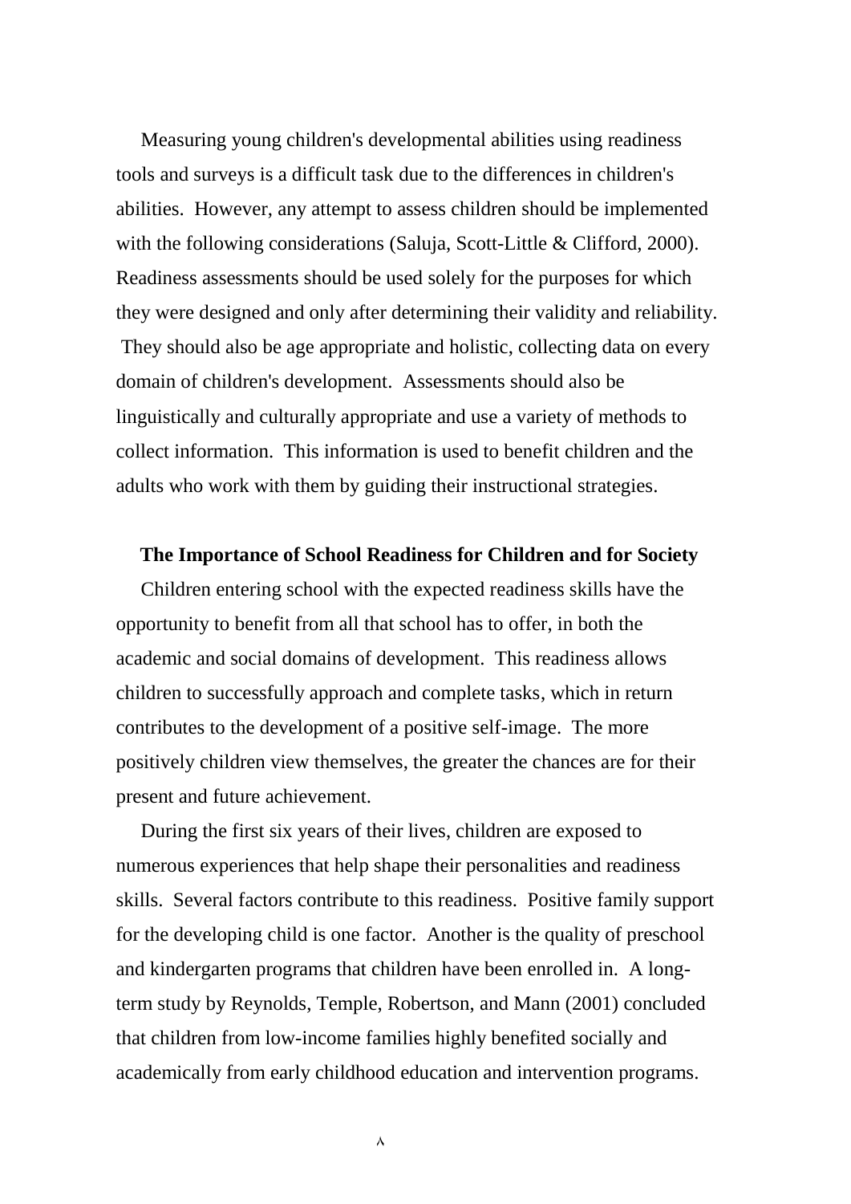Measuring young children's developmental abilities using readiness tools and surveys is a difficult task due to the differences in children's abilities. However, any attempt to assess children should be implemented with the following considerations (Saluja, Scott-Little & Clifford, 2000). Readiness assessments should be used solely for the purposes for which they were designed and only after determining their validity and reliability. They should also be age appropriate and holistic, collecting data on every domain of children's development. Assessments should also be linguistically and culturally appropriate and use a variety of methods to collect information. This information is used to benefit children and the adults who work with them by guiding their instructional strategies.

## The Importance of School Readiness for Children and for Society

Children entering school with the expected readiness skills have the opportunity to benefit from all that school has to offer, in both the academic and social domains of development. This readiness allows children to successfully approach and complete tasks, which in return contributes to the development of a positive self-image. The more positively children view themselves, the greater the chances are for their present and future achievement.

During the first six years of their lives, children are exposed to numerous experiences that help shape their personalities and readiness skills. Several factors contribute to this readiness. Positive family support for the developing child is one factor. Another is the quality of preschool and kindergarten programs that children have been enrolled in. A long-term study by Reynolds, Temple, Robertson, and Mann (2001) concluded that children from low-income families highly benefited socially and academically from early childhood education and intervention programs.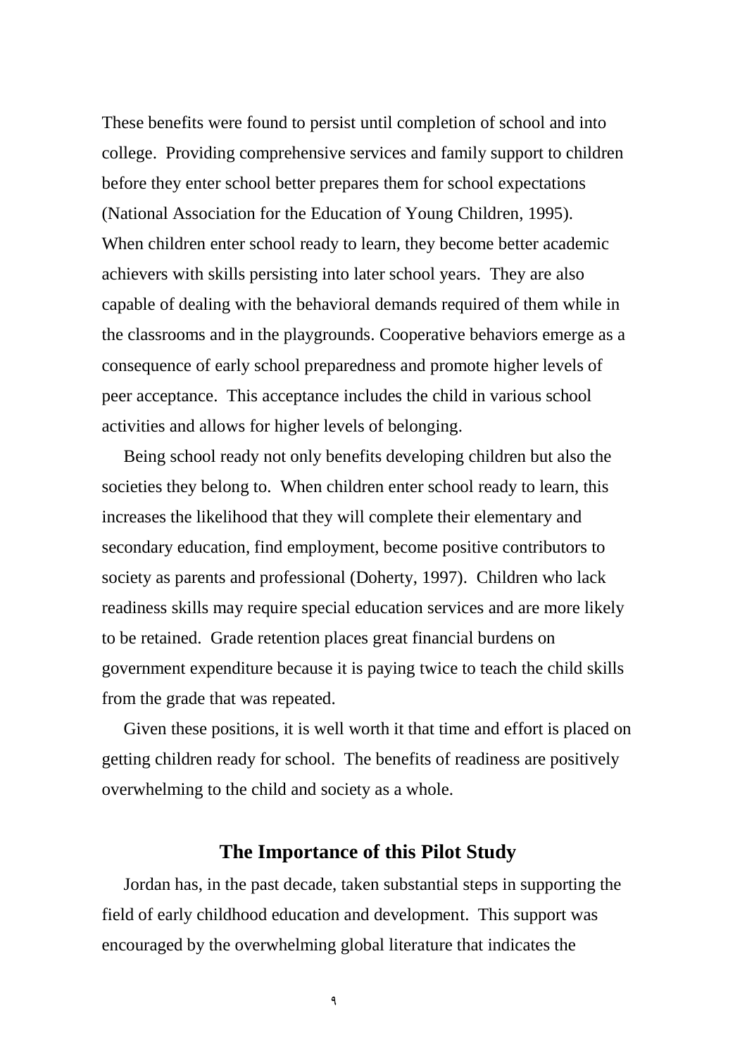These benefits were found to persist until completion of school and into college. Providing comprehensive services and family support to children before they enter school better prepares them for school expectations (National Association for the Education of Young Children, 1995). When children enter school ready to learn, they become better academic achievers with skills persisting into later school years. They are also capable of dealing with the behavioral demands required of them while in the classrooms and in the playgrounds. Cooperative behaviors emerge as a consequence of early school preparedness and promote higher levels of peer acceptance. This acceptance includes the child in various school activities and allows for higher levels of belonging.

Being school ready not only benefits developing children but also the societies they belong to. When children enter school ready to learn, this increases the likelihood that they will complete their elementary and secondary education, find employment, become positive contributors to society as parents and professional (Doherty, 1997). Children who lack readiness skills may require special education services and are more likely to be retained. Grade retention places great financial burdens on government expenditure because it is paying twice to teach the child skills from the grade that was repeated.

Given these positions, it is well worth it that time and effort is placed on getting children ready for school. The benefits of readiness are positively overwhelming to the child and society as a whole.

## The Importance of this Pilot Study

Jordan has, in the past decade, taken substantial steps in supporting the field of early childhood education and development. This support was encouraged by the overwhelming global literature that indicates the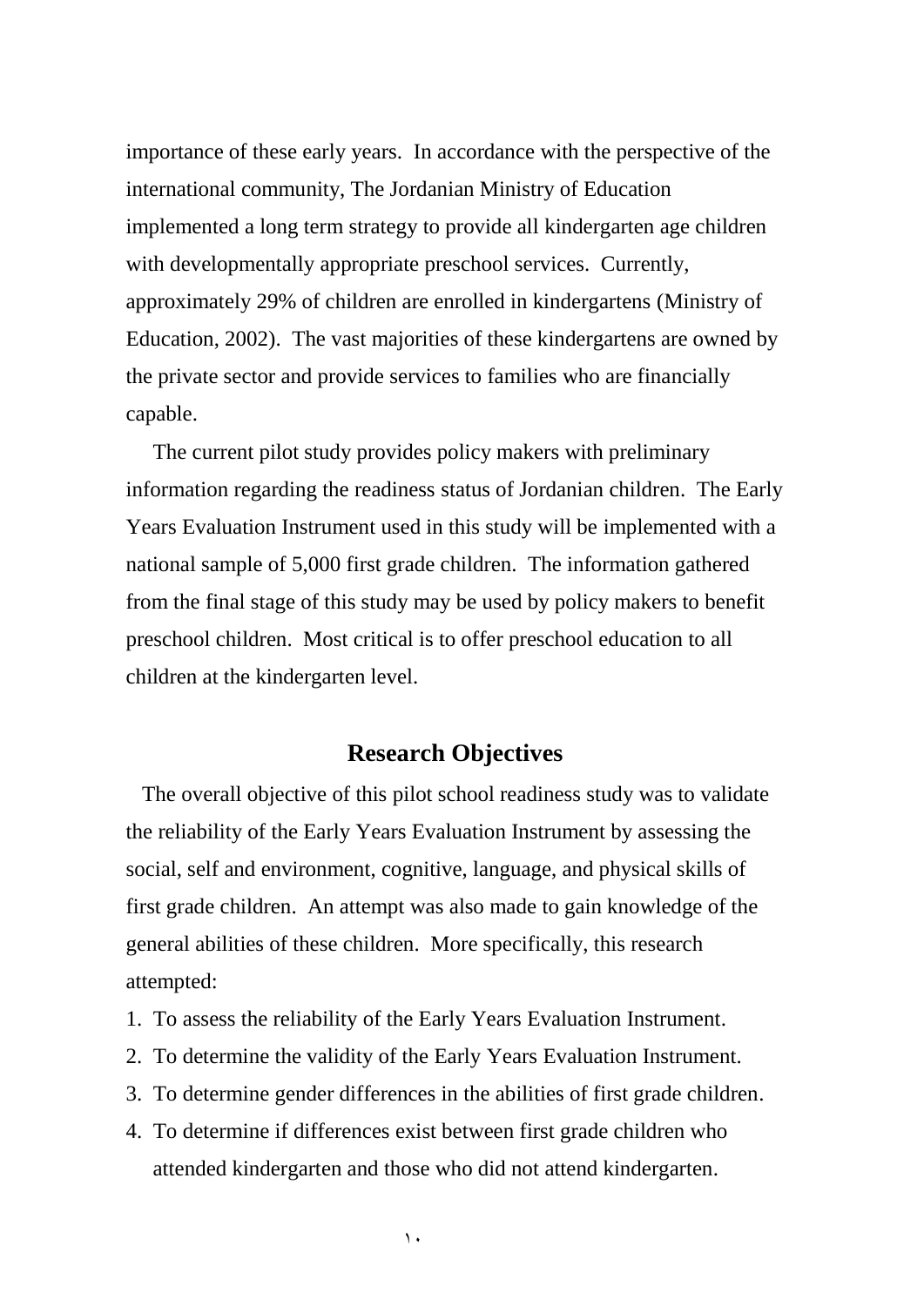importance of these early years. In accordance with the perspective of the international community, The Jordanian Ministry of Education implemented a long term strategy to provide all kindergarten age children with developmentally appropriate preschool services. Currently, approximately 29% of children are enrolled in kindergartens (Ministry of Education, 2002). The vast majorities of these kindergartens are owned by the private sector and provide services to families who are financially capable.

The current pilot study provides policy makers with preliminary information regarding the readiness status of Jordanian children. The Early Years Evaluation Instrument used in this study will be implemented with a national sample of 5,000 first grade children. The information gathered from the final stage of this study may be used by policy makers to benefit preschool children. Most critical is to offer preschool education to all children at the kindergarten level.

## Research Objectives

The overall objective of this pilot school readiness study was to validate the reliability of the Early Years Evaluation Instrument by assessing the social, self and environment, cognitive, language, and physical skills of first grade children. An attempt was also made to gain knowledge of the general abilities of these children. More specifically, this research attempted:

1. To assess the reliability of the Early Years Evaluation Instrument.
2. To determine the validity of the Early Years Evaluation Instrument.
3. To determine gender differences in the abilities of first grade children.
4. To determine if differences exist between first grade children who attended kindergarten and those who did not attend kindergarten.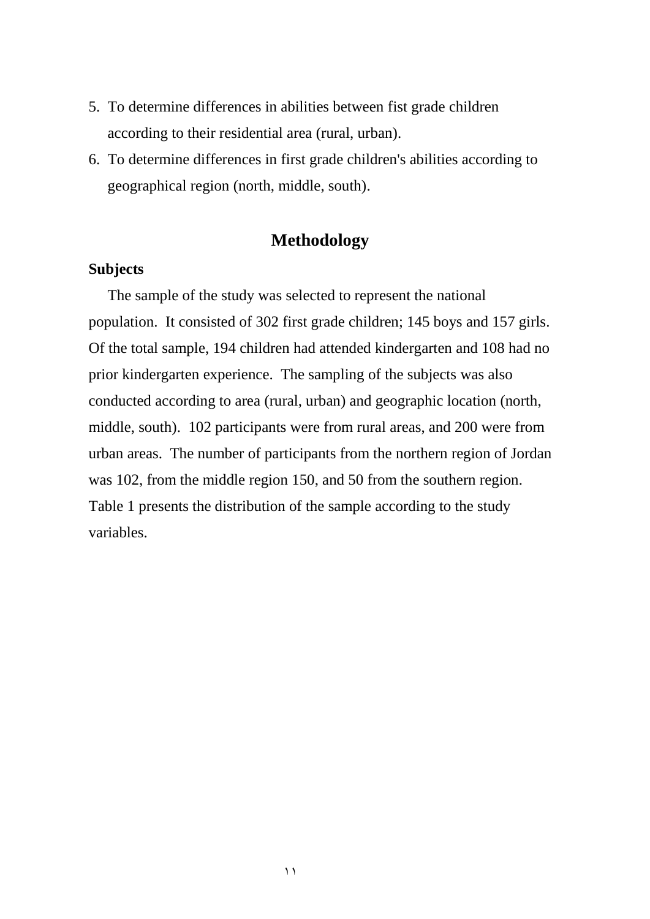5. To determine differences in abilities between fist grade children according to their residential area (rural, urban).
6. To determine differences in first grade children's abilities according to geographical region (north, middle, south).

## Methodology

**Subjects**

The sample of the study was selected to represent the national population. It consisted of 302 first grade children; 145 boys and 157 girls. Of the total sample, 194 children had attended kindergarten and 108 had no prior kindergarten experience. The sampling of the subjects was also conducted according to area (rural, urban) and geographic location (north, middle, south). 102 participants were from rural areas, and 200 were from urban areas. The number of participants from the northern region of Jordan was 102, from the middle region 150, and 50 from the southern region. Table 1 presents the distribution of the sample according to the study variables.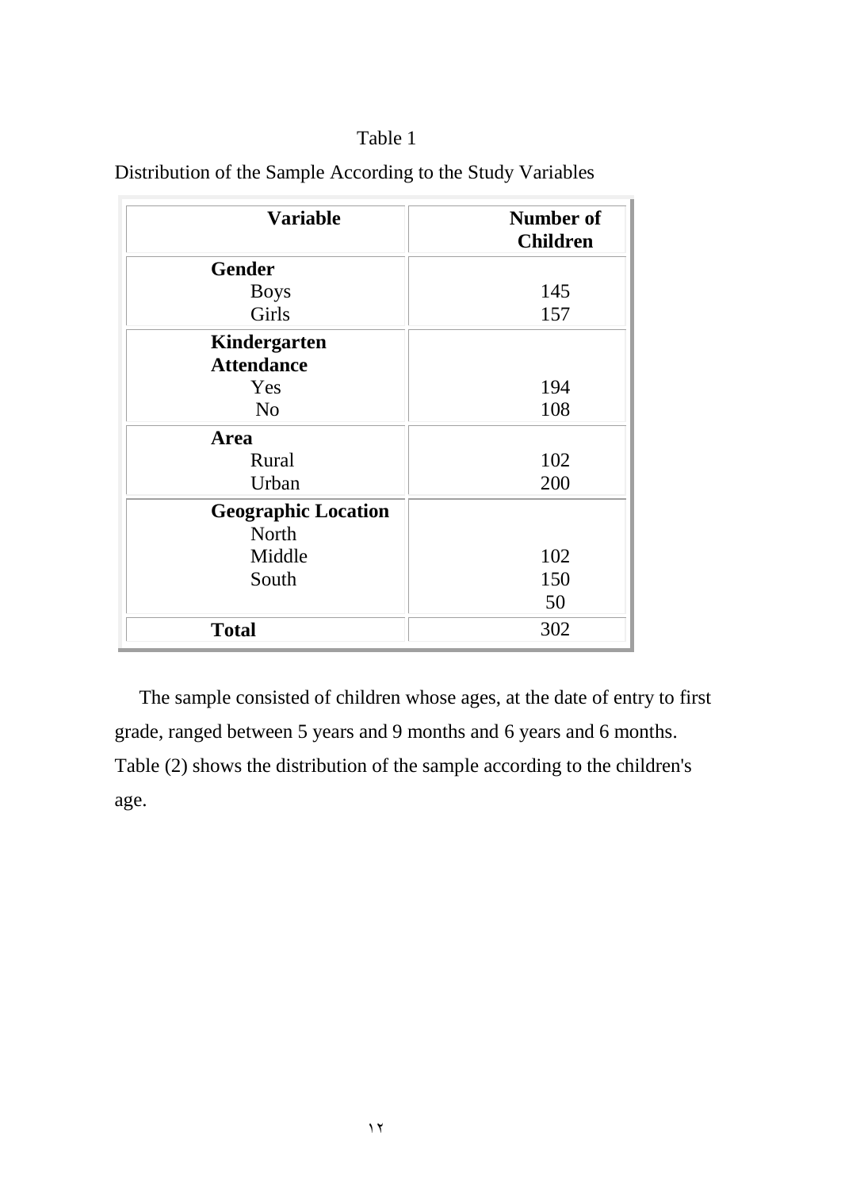Table 1

Distribution of the Sample According to the Study Variables

| Variable | Number of Children |
|---|---|
| **Gender** | |
| Boys | 145 |
| Girls | 157 |
| **Kindergarten Attendance** | |
| Yes | 194 |
| No | 108 |
| **Area** | |
| Rural | 102 |
| Urban | 200 |
| **Geographic Location** | |
| North | 102 |
| Middle | 150 |
| South | 50 |
| **Total** | 302 |

The sample consisted of children whose ages, at the date of entry to first grade, ranged between 5 years and 9 months and 6 years and 6 months. Table (2) shows the distribution of the sample according to the children's age.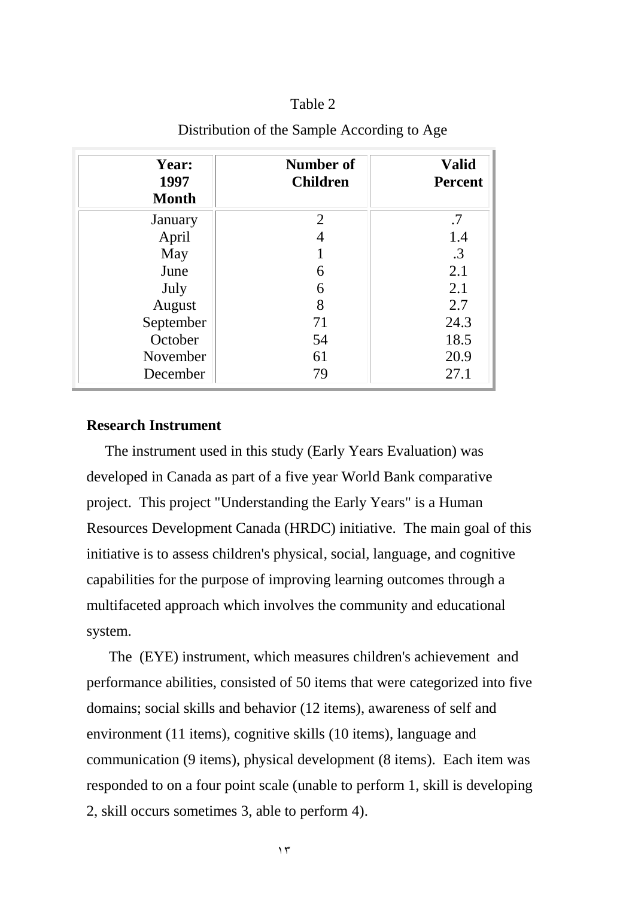Table 2

Distribution of the Sample According to Age

| Year: 1997 Month | Number of Children | Valid Percent |
|---|---|---|
| January | 2 | .7 |
| April | 4 | 1.4 |
| May | 1 | .3 |
| June | 6 | 2.1 |
| July | 6 | 2.1 |
| August | 8 | 2.7 |
| September | 71 | 24.3 |
| October | 54 | 18.5 |
| November | 61 | 20.9 |
| December | 79 | 27.1 |

**Research Instrument**

The instrument used in this study (Early Years Evaluation) was developed in Canada as part of a five year World Bank comparative project. This project "Understanding the Early Years" is a Human Resources Development Canada (HRDC) initiative. The main goal of this initiative is to assess children's physical, social, language, and cognitive capabilities for the purpose of improving learning outcomes through a multifaceted approach which involves the community and educational system.

The (EYE) instrument, which measures children's achievement and performance abilities, consisted of 50 items that were categorized into five domains; social skills and behavior (12 items), awareness of self and environment (11 items), cognitive skills (10 items), language and communication (9 items), physical development (8 items). Each item was responded to on a four point scale (unable to perform 1, skill is developing 2, skill occurs sometimes 3, able to perform 4).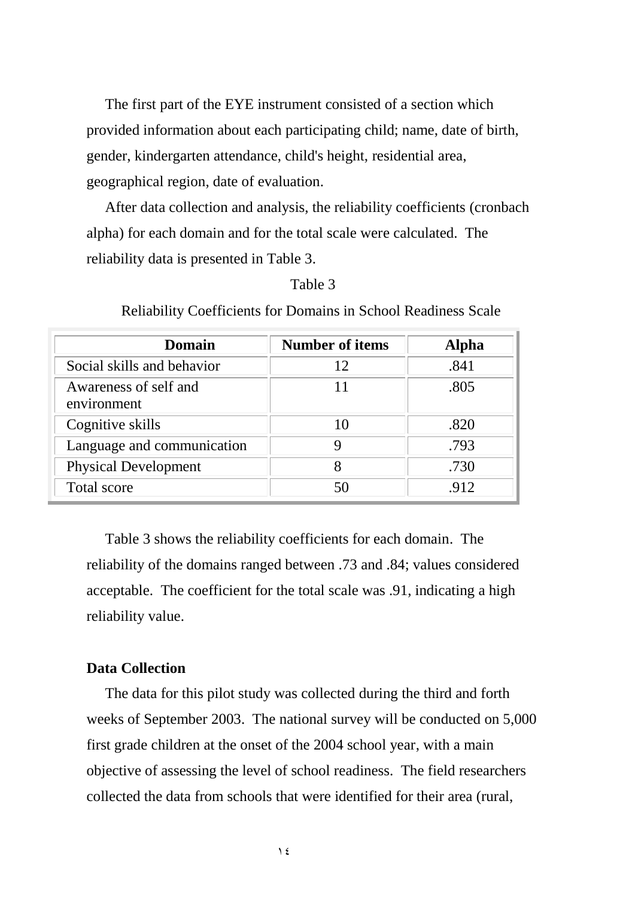The first part of the EYE instrument consisted of a section which provided information about each participating child; name, date of birth, gender, kindergarten attendance, child's height, residential area, geographical region, date of evaluation.

After data collection and analysis, the reliability coefficients (cronbach alpha) for each domain and for the total scale were calculated. The reliability data is presented in Table 3.

Table 3

Reliability Coefficients for Domains in School Readiness Scale

| Domain | Number of items | Alpha |
|---|---|---|
| Social skills and behavior | 12 | .841 |
| Awareness of self and environment | 11 | .805 |
| Cognitive skills | 10 | .820 |
| Language and communication | 9 | .793 |
| Physical Development | 8 | .730 |
| Total score | 50 | .912 |

Table 3 shows the reliability coefficients for each domain. The reliability of the domains ranged between .73 and .84; values considered acceptable. The coefficient for the total scale was .91, indicating a high reliability value.

**Data Collection**

The data for this pilot study was collected during the third and forth weeks of September 2003. The national survey will be conducted on 5,000 first grade children at the onset of the 2004 school year, with a main objective of assessing the level of school readiness. The field researchers collected the data from schools that were identified for their area (rural,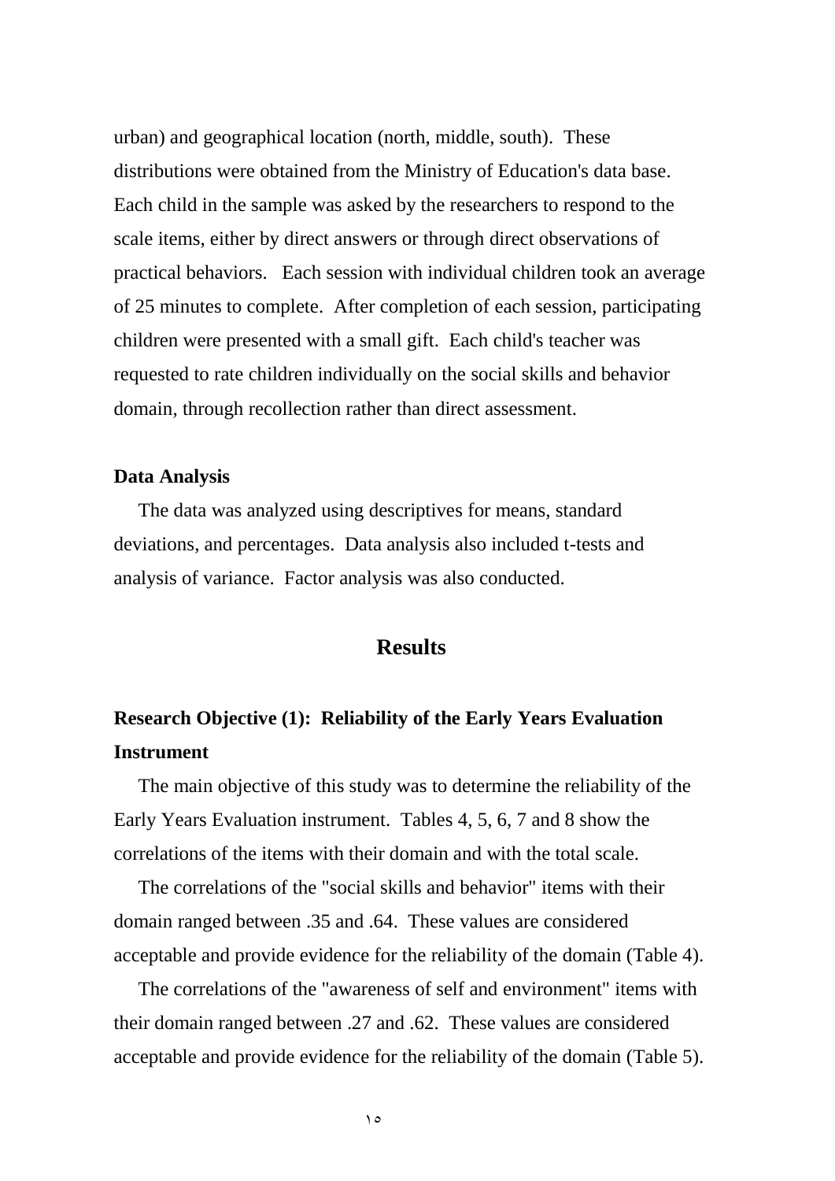urban) and geographical location (north, middle, south). These distributions were obtained from the Ministry of Education's data base. Each child in the sample was asked by the researchers to respond to the scale items, either by direct answers or through direct observations of practical behaviors. Each session with individual children took an average of 25 minutes to complete. After completion of each session, participating children were presented with a small gift. Each child's teacher was requested to rate children individually on the social skills and behavior domain, through recollection rather than direct assessment.

### Data Analysis

The data was analyzed using descriptives for means, standard deviations, and percentages. Data analysis also included t-tests and analysis of variance. Factor analysis was also conducted.

## Results

### Research Objective (1): Reliability of the Early Years Evaluation Instrument

The main objective of this study was to determine the reliability of the Early Years Evaluation instrument. Tables 4, 5, 6, 7 and 8 show the correlations of the items with their domain and with the total scale.

The correlations of the "social skills and behavior" items with their domain ranged between .35 and .64. These values are considered acceptable and provide evidence for the reliability of the domain (Table 4).

The correlations of the "awareness of self and environment" items with their domain ranged between .27 and .62. These values are considered acceptable and provide evidence for the reliability of the domain (Table 5).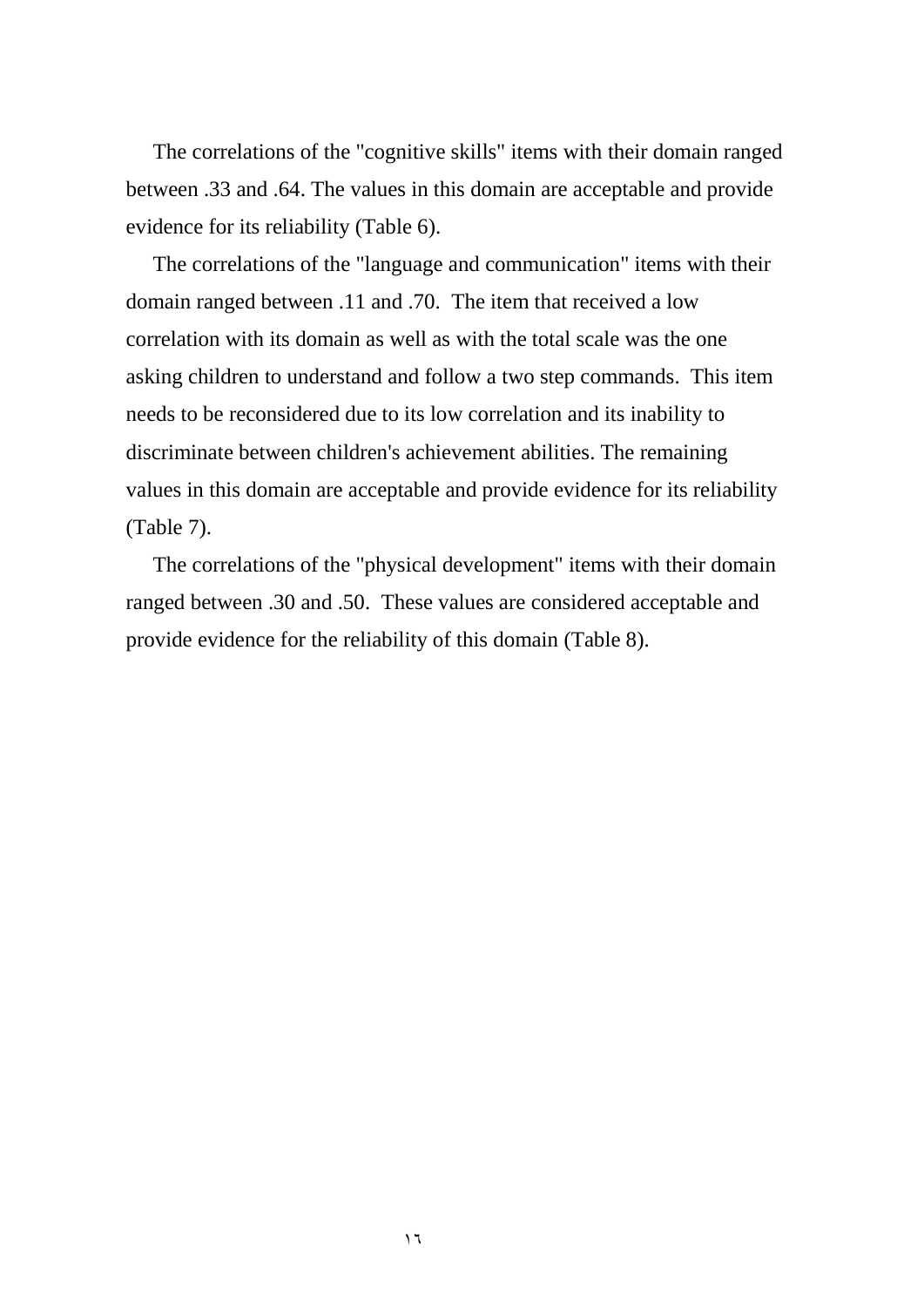The correlations of the "cognitive skills" items with their domain ranged between .33 and .64. The values in this domain are acceptable and provide evidence for its reliability (Table 6).

The correlations of the "language and communication" items with their domain ranged between .11 and .70. The item that received a low correlation with its domain as well as with the total scale was the one asking children to understand and follow a two step commands. This item needs to be reconsidered due to its low correlation and its inability to discriminate between children's achievement abilities. The remaining values in this domain are acceptable and provide evidence for its reliability (Table 7).

The correlations of the "physical development" items with their domain ranged between .30 and .50. These values are considered acceptable and provide evidence for the reliability of this domain (Table 8).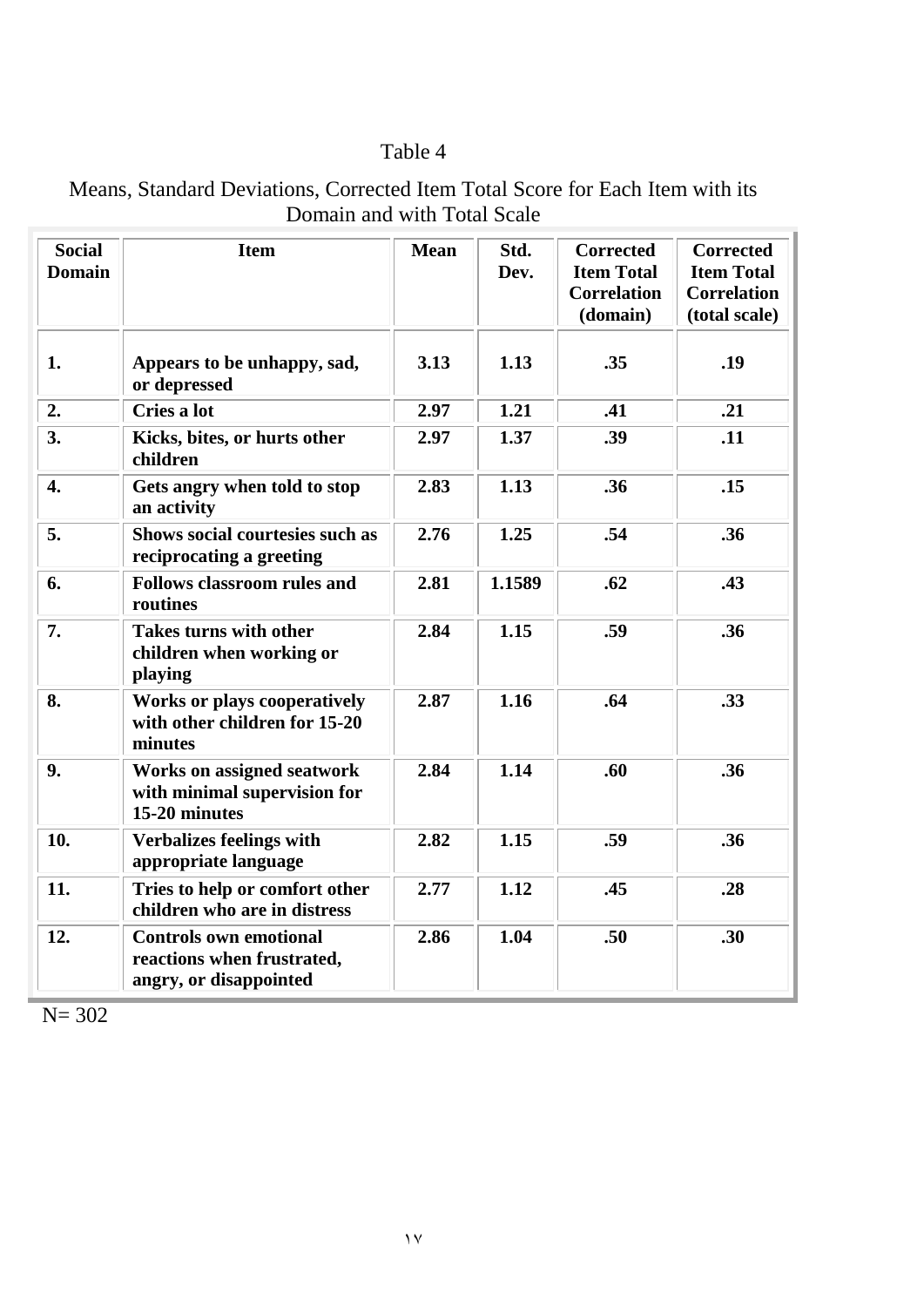Table 4

Means, Standard Deviations, Corrected Item Total Score for Each Item with its Domain and with Total Scale

| Social Domain | Item | Mean | Std. Dev. | Corrected Item Total Correlation (domain) | Corrected Item Total Correlation (total scale) |
|---|---|---|---|---|---|
| 1. | Appears to be unhappy, sad, or depressed | 3.13 | 1.13 | .35 | .19 |
| 2. | Cries a lot | 2.97 | 1.21 | .41 | .21 |
| 3. | Kicks, bites, or hurts other children | 2.97 | 1.37 | .39 | .11 |
| 4. | Gets angry when told to stop an activity | 2.83 | 1.13 | .36 | .15 |
| 5. | Shows social courtesies such as reciprocating a greeting | 2.76 | 1.25 | .54 | .36 |
| 6. | Follows classroom rules and routines | 2.81 | 1.1589 | .62 | .43 |
| 7. | Takes turns with other children when working or playing | 2.84 | 1.15 | .59 | .36 |
| 8. | Works or plays cooperatively with other children for 15-20 minutes | 2.87 | 1.16 | .64 | .33 |
| 9. | Works on assigned seatwork with minimal supervision for 15-20 minutes | 2.84 | 1.14 | .60 | .36 |
| 10. | Verbalizes feelings with appropriate language | 2.82 | 1.15 | .59 | .36 |
| 11. | Tries to help or comfort other children who are in distress | 2.77 | 1.12 | .45 | .28 |
| 12. | Controls own emotional reactions when frustrated, angry, or disappointed | 2.86 | 1.04 | .50 | .30 |

N= 302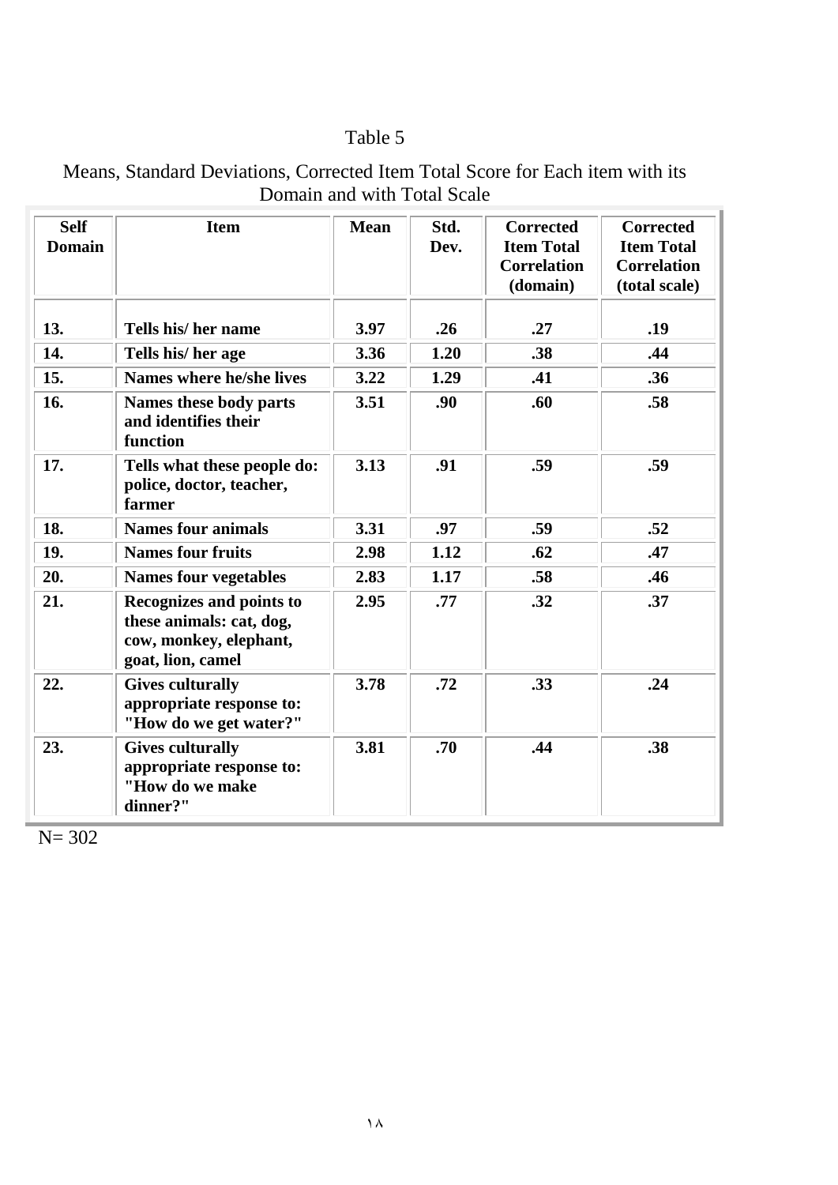Table 5

Means, Standard Deviations, Corrected Item Total Score for Each item with its Domain and with Total Scale

| Self Domain | Item | Mean | Std. Dev. | Corrected Item Total Correlation (domain) | Corrected Item Total Correlation (total scale) |
|---|---|---|---|---|---|
| **13.** | **Tells his/ her name** | **3.97** | **.26** | **.27** | **.19** |
| **14.** | **Tells his/ her age** | **3.36** | **1.20** | **.38** | **.44** |
| **15.** | **Names where he/she lives** | **3.22** | **1.29** | **.41** | **.36** |
| **16.** | **Names these body parts and identifies their function** | **3.51** | **.90** | **.60** | **.58** |
| **17.** | **Tells what these people do: police, doctor, teacher, farmer** | **3.13** | **.91** | **.59** | **.59** |
| **18.** | **Names four animals** | **3.31** | **.97** | **.59** | **.52** |
| **19.** | **Names four fruits** | **2.98** | **1.12** | **.62** | **.47** |
| **20.** | **Names four vegetables** | **2.83** | **1.17** | **.58** | **.46** |
| **21.** | **Recognizes and points to these animals: cat, dog, cow, monkey, elephant, goat, lion, camel** | **2.95** | **.77** | **.32** | **.37** |
| **22.** | **Gives culturally appropriate response to: "How do we get water?"** | **3.78** | **.72** | **.33** | **.24** |
| **23.** | **Gives culturally appropriate response to: "How do we make dinner?"** | **3.81** | **.70** | **.44** | **.38** |

N= 302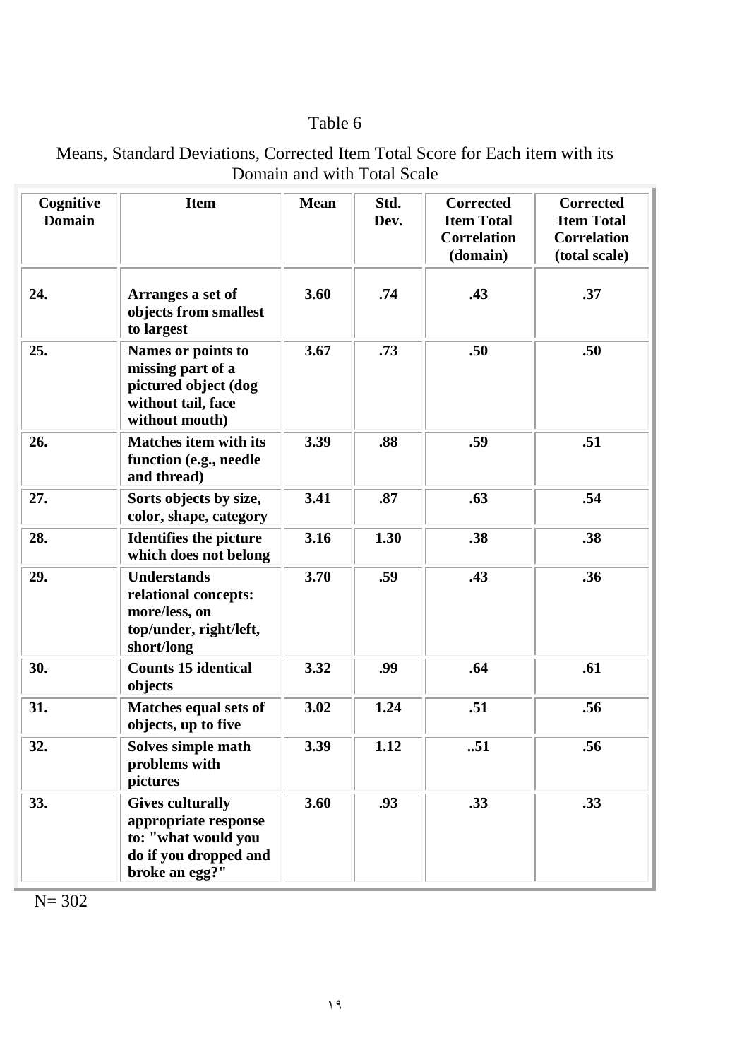Table 6

Means, Standard Deviations, Corrected Item Total Score for Each item with its Domain and with Total Scale

| Cognitive Domain | Item | Mean | Std. Dev. | Corrected Item Total Correlation (domain) | Corrected Item Total Correlation (total scale) |
|---|---|---|---|---|---|
| 24. | Arranges a set of objects from smallest to largest | 3.60 | .74 | .43 | .37 |
| 25. | Names or points to missing part of a pictured object (dog without tail, face without mouth) | 3.67 | .73 | .50 | .50 |
| 26. | Matches item with its function (e.g., needle and thread) | 3.39 | .88 | .59 | .51 |
| 27. | Sorts objects by size, color, shape, category | 3.41 | .87 | .63 | .54 |
| 28. | Identifies the picture which does not belong | 3.16 | 1.30 | .38 | .38 |
| 29. | Understands relational concepts: more/less, on top/under, right/left, short/long | 3.70 | .59 | .43 | .36 |
| 30. | Counts 15 identical objects | 3.32 | .99 | .64 | .61 |
| 31. | Matches equal sets of objects, up to five | 3.02 | 1.24 | .51 | .56 |
| 32. | Solves simple math problems with pictures | 3.39 | 1.12 | ..51 | .56 |
| 33. | Gives culturally appropriate response to: "what would you do if you dropped and broke an egg?" | 3.60 | .93 | .33 | .33 |

N= 302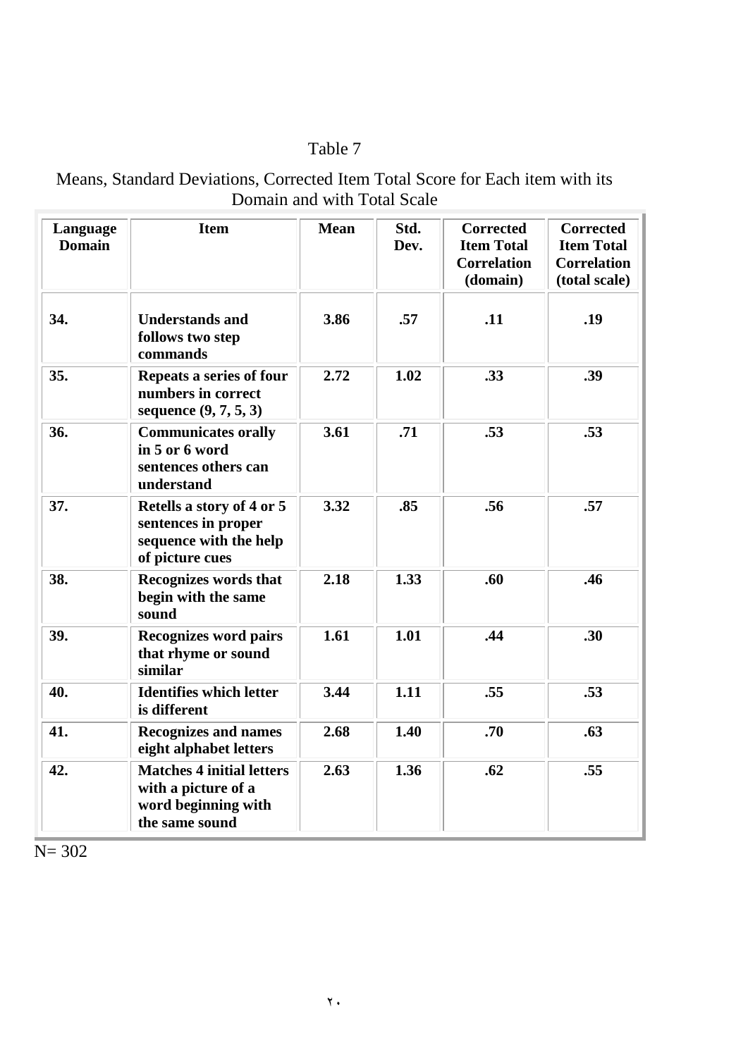Table 7

Means, Standard Deviations, Corrected Item Total Score for Each item with its Domain and with Total Scale

| Language Domain | Item | Mean | Std. Dev. | Corrected Item Total Correlation (domain) | Corrected Item Total Correlation (total scale) |
|---|---|---|---|---|---|
| 34. | Understands and follows two step commands | 3.86 | .57 | .11 | .19 |
| 35. | Repeats a series of four numbers in correct sequence (9, 7, 5, 3) | 2.72 | 1.02 | .33 | .39 |
| 36. | Communicates orally in 5 or 6 word sentences others can understand | 3.61 | .71 | .53 | .53 |
| 37. | Retells a story of 4 or 5 sentences in proper sequence with the help of picture cues | 3.32 | .85 | .56 | .57 |
| 38. | Recognizes words that begin with the same sound | 2.18 | 1.33 | .60 | .46 |
| 39. | Recognizes word pairs that rhyme or sound similar | 1.61 | 1.01 | .44 | .30 |
| 40. | Identifies which letter is different | 3.44 | 1.11 | .55 | .53 |
| 41. | Recognizes and names eight alphabet letters | 2.68 | 1.40 | .70 | .63 |
| 42. | Matches 4 initial letters with a picture of a word beginning with the same sound | 2.63 | 1.36 | .62 | .55 |

N= 302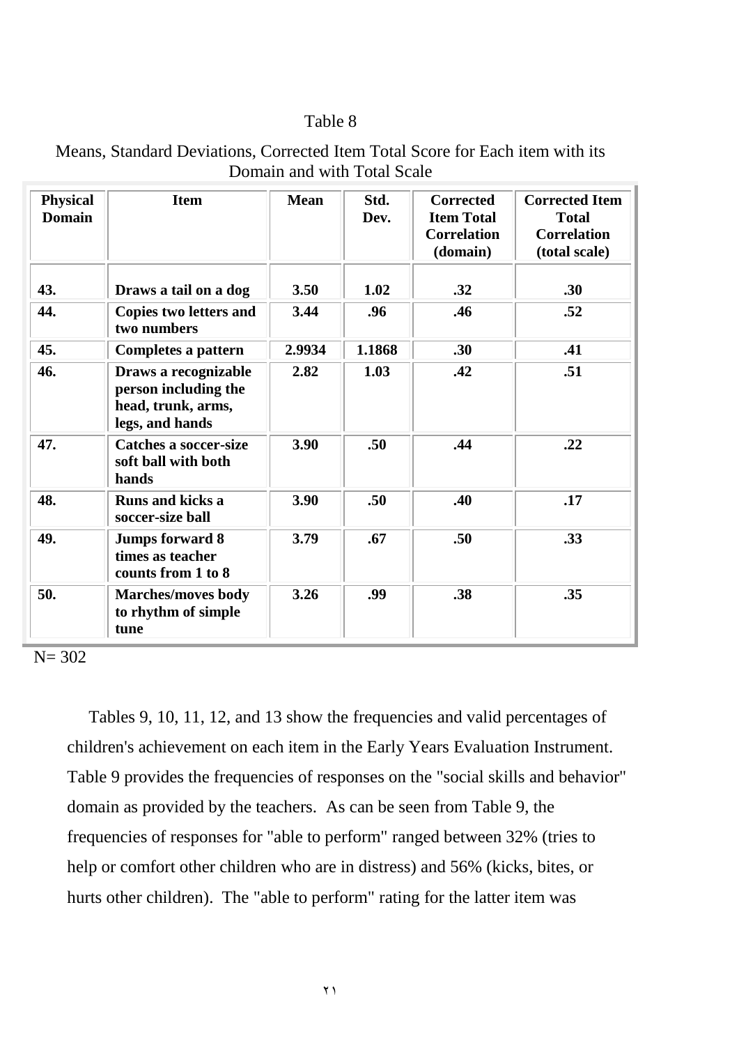Table 8

Means, Standard Deviations, Corrected Item Total Score for Each item with its Domain and with Total Scale

| Physical Domain | Item | Mean | Std. Dev. | Corrected Item Total Correlation (domain) | Corrected Item Total Correlation (total scale) |
|---|---|---|---|---|---|
| 43. | Draws a tail on a dog | 3.50 | 1.02 | .32 | .30 |
| 44. | Copies two letters and two numbers | 3.44 | .96 | .46 | .52 |
| 45. | Completes a pattern | 2.9934 | 1.1868 | .30 | .41 |
| 46. | Draws a recognizable person including the head, trunk, arms, legs, and hands | 2.82 | 1.03 | .42 | .51 |
| 47. | Catches a soccer-size soft ball with both hands | 3.90 | .50 | .44 | .22 |
| 48. | Runs and kicks a soccer-size ball | 3.90 | .50 | .40 | .17 |
| 49. | Jumps forward 8 times as teacher counts from 1 to 8 | 3.79 | .67 | .50 | .33 |
| 50. | Marches/moves body to rhythm of simple tune | 3.26 | .99 | .38 | .35 |

N= 302

Tables 9, 10, 11, 12, and 13 show the frequencies and valid percentages of children's achievement on each item in the Early Years Evaluation Instrument. Table 9 provides the frequencies of responses on the "social skills and behavior" domain as provided by the teachers. As can be seen from Table 9, the frequencies of responses for "able to perform" ranged between 32% (tries to help or comfort other children who are in distress) and 56% (kicks, bites, or hurts other children). The "able to perform" rating for the latter item was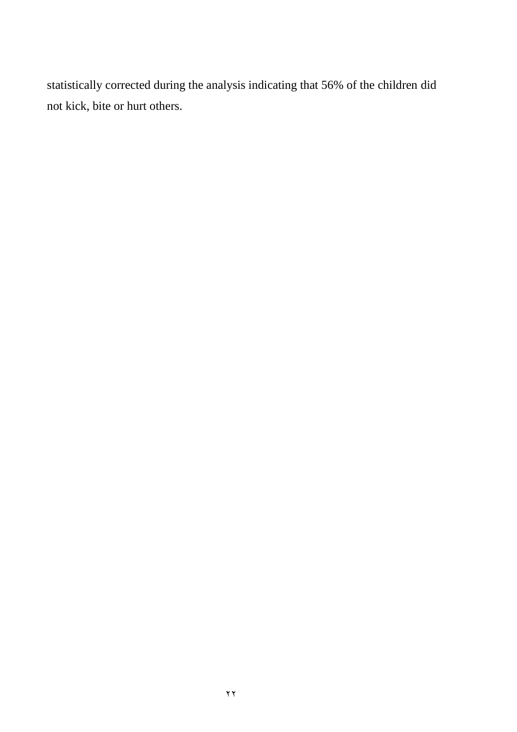statistically corrected during the analysis indicating that 56% of the children did not kick, bite or hurt others.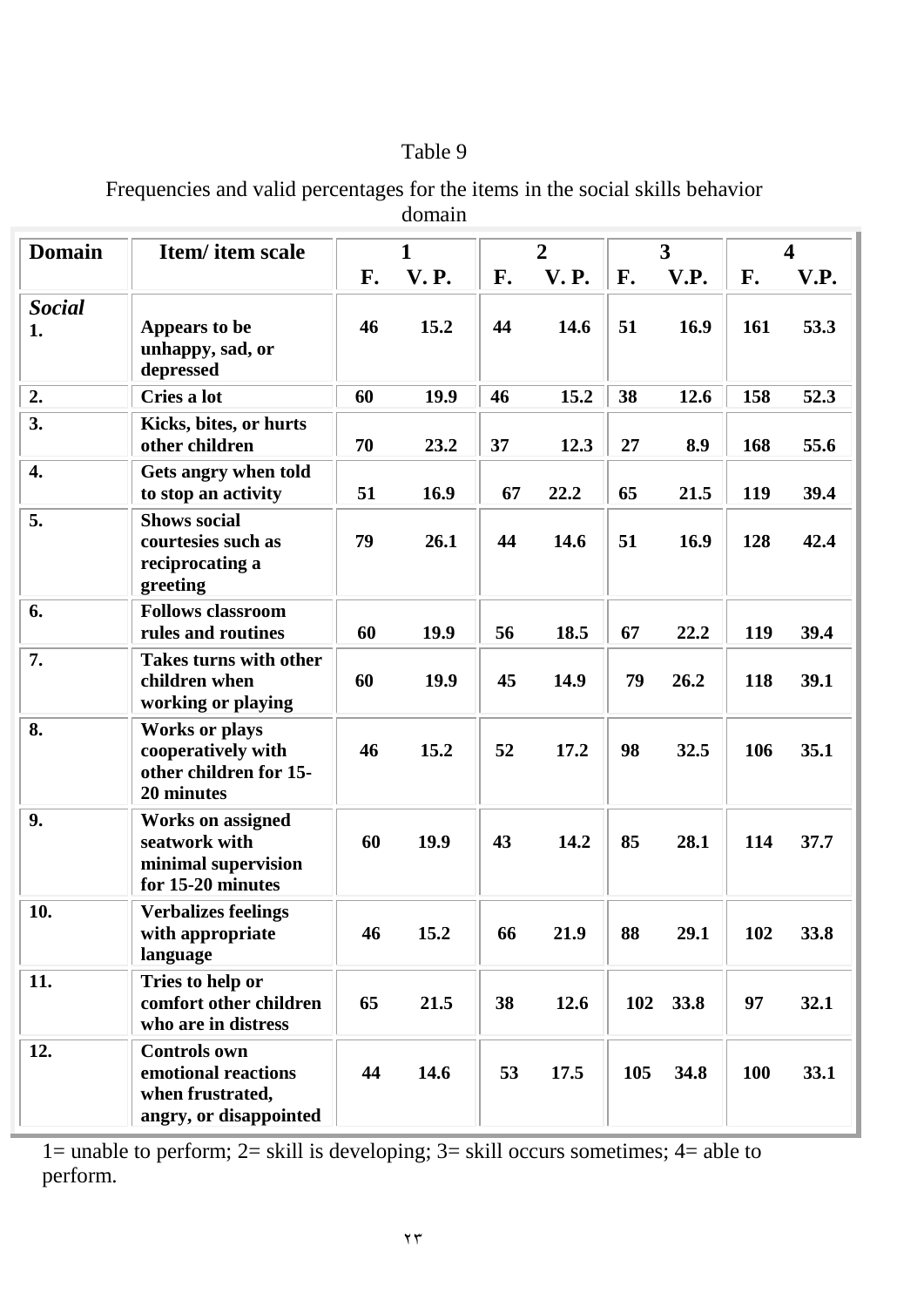Table 9

Frequencies and valid percentages for the items in the social skills behavior domain

| Domain | Item/ item scale | 1 | | 2 | | 3 | | 4 | |
|---|---|---|---|---|---|---|---|---|---|
| | | F. | V. P. | F. | V. P. | F. | V.P. | F. | V.P. |
| *Social* 1. | Appears to be unhappy, sad, or depressed | 46 | 15.2 | 44 | 14.6 | 51 | 16.9 | 161 | 53.3 |
| 2. | Cries a lot | 60 | 19.9 | 46 | 15.2 | 38 | 12.6 | 158 | 52.3 |
| 3. | Kicks, bites, or hurts other children | 70 | 23.2 | 37 | 12.3 | 27 | 8.9 | 168 | 55.6 |
| 4. | Gets angry when told to stop an activity | 51 | 16.9 | 67 | 22.2 | 65 | 21.5 | 119 | 39.4 |
| 5. | Shows social courtesies such as reciprocating a greeting | 79 | 26.1 | 44 | 14.6 | 51 | 16.9 | 128 | 42.4 |
| 6. | Follows classroom rules and routines | 60 | 19.9 | 56 | 18.5 | 67 | 22.2 | 119 | 39.4 |
| 7. | Takes turns with other children when working or playing | 60 | 19.9 | 45 | 14.9 | 79 | 26.2 | 118 | 39.1 |
| 8. | Works or plays cooperatively with other children for 15-20 minutes | 46 | 15.2 | 52 | 17.2 | 98 | 32.5 | 106 | 35.1 |
| 9. | Works on assigned seatwork with minimal supervision for 15-20 minutes | 60 | 19.9 | 43 | 14.2 | 85 | 28.1 | 114 | 37.7 |
| 10. | Verbalizes feelings with appropriate language | 46 | 15.2 | 66 | 21.9 | 88 | 29.1 | 102 | 33.8 |
| 11. | Tries to help or comfort other children who are in distress | 65 | 21.5 | 38 | 12.6 | 102 | 33.8 | 97 | 32.1 |
| 12. | Controls own emotional reactions when frustrated, angry, or disappointed | 44 | 14.6 | 53 | 17.5 | 105 | 34.8 | 100 | 33.1 |

1= unable to perform; 2= skill is developing; 3= skill occurs sometimes; 4= able to perform.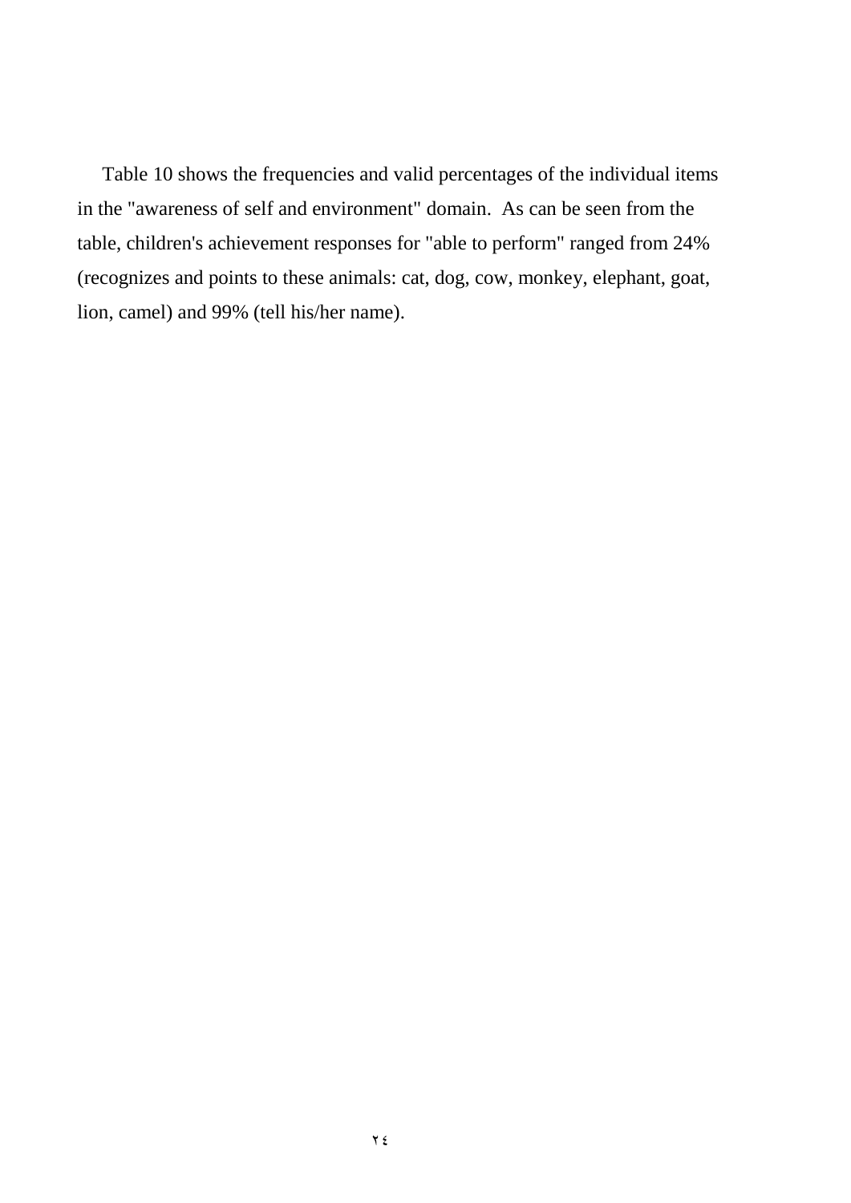Table 10 shows the frequencies and valid percentages of the individual items in the "awareness of self and environment" domain. As can be seen from the table, children's achievement responses for "able to perform" ranged from 24% (recognizes and points to these animals: cat, dog, cow, monkey, elephant, goat, lion, camel) and 99% (tell his/her name).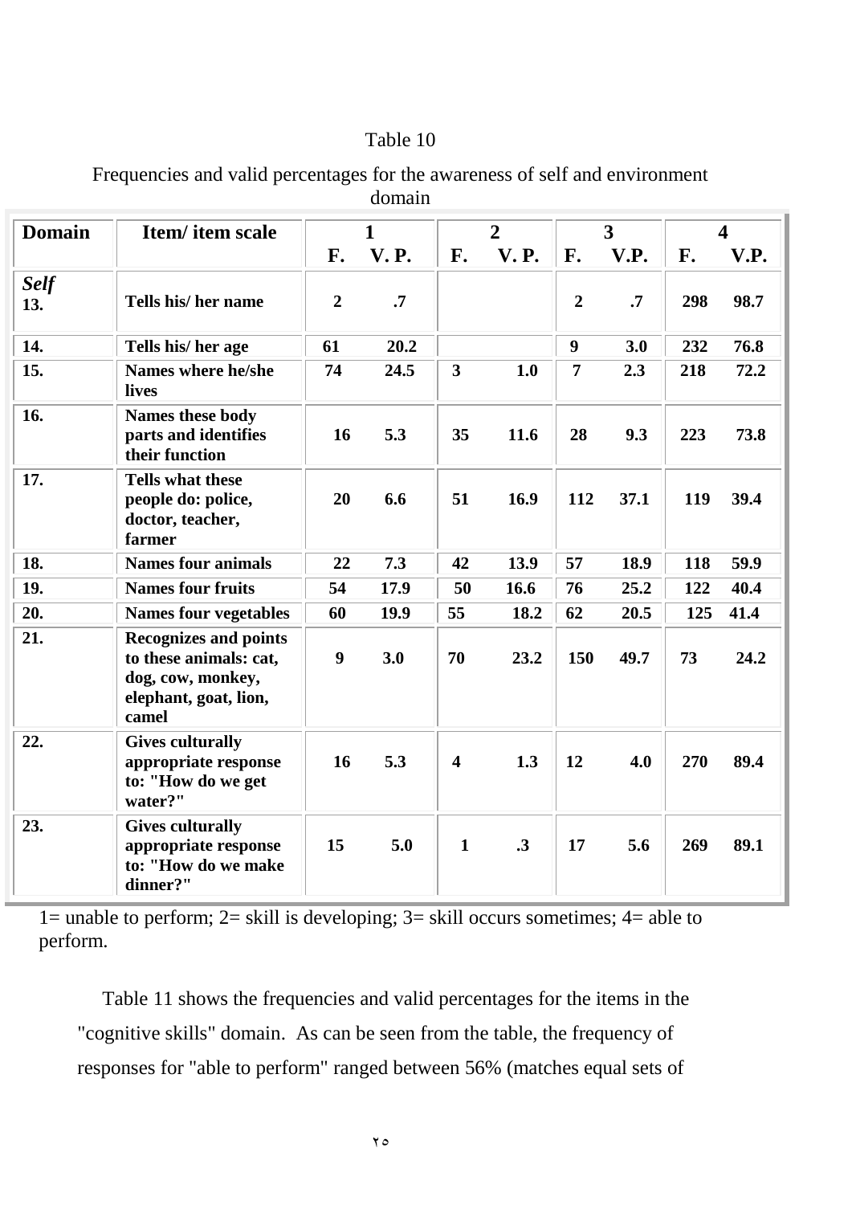Table 10

Frequencies and valid percentages for the awareness of self and environment domain

| Domain | Item/ item scale | 1 | | 2 | | 3 | | 4 | |
|---|---|---|---|---|---|---|---|---|---|
| | | F. | V. P. | F. | V. P. | F. | V.P. | F. | V.P. |
| ***Self*** **13.** | **Tells his/ her name** | **2** | **.7** | | | **2** | **.7** | **298** | **98.7** |
| **14.** | **Tells his/ her age** | **61** | **20.2** | | | **9** | **3.0** | **232** | **76.8** |
| **15.** | **Names where he/she lives** | **74** | **24.5** | **3** | **1.0** | **7** | **2.3** | **218** | **72.2** |
| **16.** | **Names these body parts and identifies their function** | **16** | **5.3** | **35** | **11.6** | **28** | **9.3** | **223** | **73.8** |
| **17.** | **Tells what these people do: police, doctor, teacher, farmer** | **20** | **6.6** | **51** | **16.9** | **112** | **37.1** | **119** | **39.4** |
| **18.** | **Names four animals** | **22** | **7.3** | **42** | **13.9** | **57** | **18.9** | **118** | **59.9** |
| **19.** | **Names four fruits** | **54** | **17.9** | **50** | **16.6** | **76** | **25.2** | **122** | **40.4** |
| **20.** | **Names four vegetables** | **60** | **19.9** | **55** | **18.2** | **62** | **20.5** | **125** | **41.4** |
| **21.** | **Recognizes and points to these animals: cat, dog, cow, monkey, elephant, goat, lion, camel** | **9** | **3.0** | **70** | **23.2** | **150** | **49.7** | **73** | **24.2** |
| **22.** | **Gives culturally appropriate response to: "How do we get water?"** | **16** | **5.3** | **4** | **1.3** | **12** | **4.0** | **270** | **89.4** |
| **23.** | **Gives culturally appropriate response to: "How do we make dinner?"** | **15** | **5.0** | **1** | **.3** | **17** | **5.6** | **269** | **89.1** |

1= unable to perform; 2= skill is developing; 3= skill occurs sometimes; 4= able to perform.

Table 11 shows the frequencies and valid percentages for the items in the "cognitive skills" domain. As can be seen from the table, the frequency of responses for "able to perform" ranged between 56% (matches equal sets of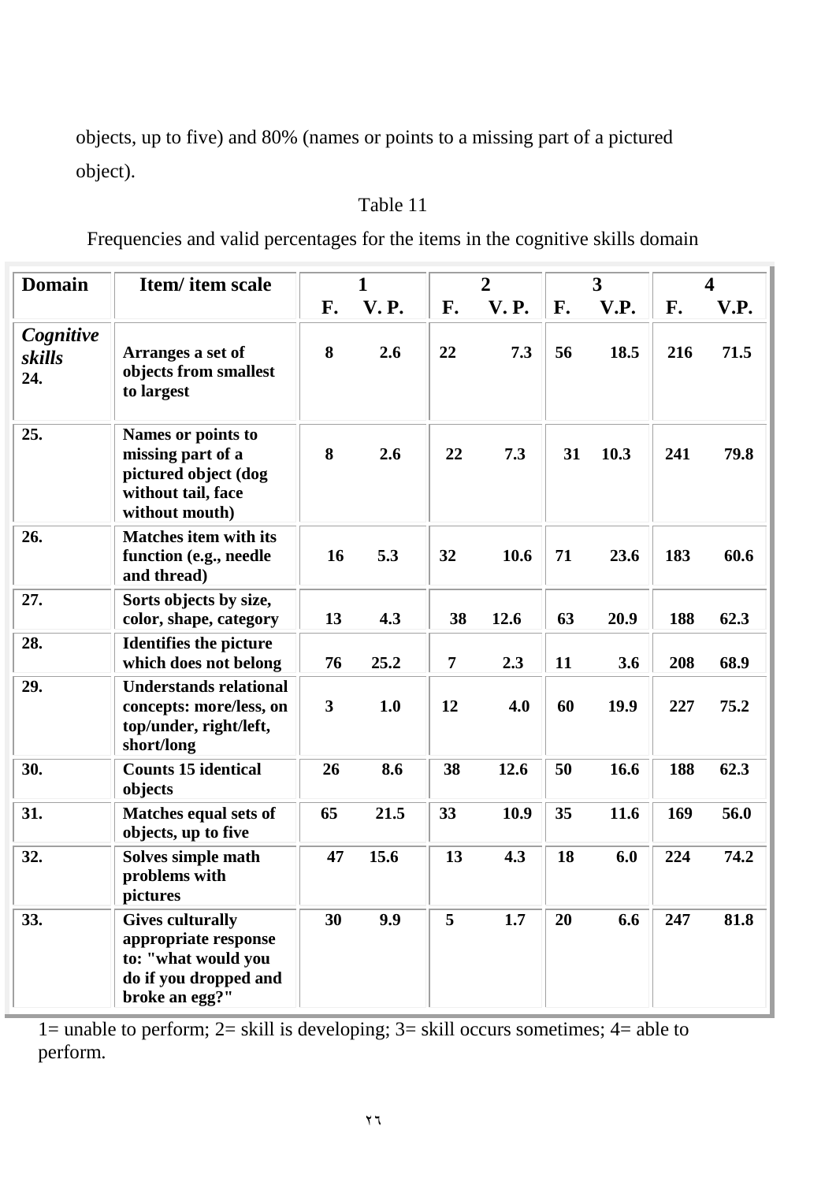objects, up to five) and 80% (names or points to a missing part of a pictured object).

Table 11

Frequencies and valid percentages for the items in the cognitive skills domain

| Domain | Item/ item scale | 1 | | 2 | | 3 | | 4 | |
|---|---|---|---|---|---|---|---|---|---|
| | | F. | V. P. | F. | V. P. | F. | V.P. | F. | V.P. |
| ***Cognitive skills*** **24.** | **Arranges a set of objects from smallest to largest** | **8** | **2.6** | **22** | **7.3** | **56** | **18.5** | **216** | **71.5** |
| **25.** | **Names or points to missing part of a pictured object (dog without tail, face without mouth)** | **8** | **2.6** | **22** | **7.3** | **31** | **10.3** | **241** | **79.8** |
| **26.** | **Matches item with its function (e.g., needle and thread)** | **16** | **5.3** | **32** | **10.6** | **71** | **23.6** | **183** | **60.6** |
| **27.** | **Sorts objects by size, color, shape, category** | **13** | **4.3** | **38** | **12.6** | **63** | **20.9** | **188** | **62.3** |
| **28.** | **Identifies the picture which does not belong** | **76** | **25.2** | **7** | **2.3** | **11** | **3.6** | **208** | **68.9** |
| **29.** | **Understands relational concepts: more/less, on top/under, right/left, short/long** | **3** | **1.0** | **12** | **4.0** | **60** | **19.9** | **227** | **75.2** |
| **30.** | **Counts 15 identical objects** | **26** | **8.6** | **38** | **12.6** | **50** | **16.6** | **188** | **62.3** |
| **31.** | **Matches equal sets of objects, up to five** | **65** | **21.5** | **33** | **10.9** | **35** | **11.6** | **169** | **56.0** |
| **32.** | **Solves simple math problems with pictures** | **47** | **15.6** | **13** | **4.3** | **18** | **6.0** | **224** | **74.2** |
| **33.** | **Gives culturally appropriate response to: "what would you do if you dropped and broke an egg?"** | **30** | **9.9** | **5** | **1.7** | **20** | **6.6** | **247** | **81.8** |

1= unable to perform; 2= skill is developing; 3= skill occurs sometimes; 4= able to perform.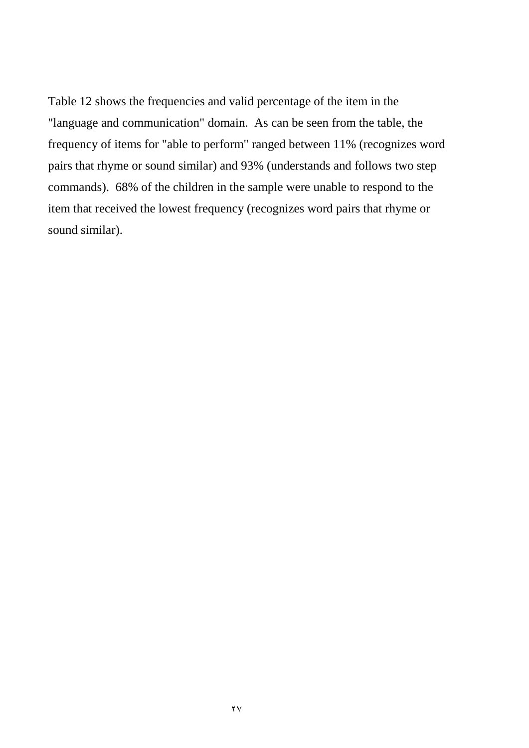Table 12 shows the frequencies and valid percentage of the item in the "language and communication" domain. As can be seen from the table, the frequency of items for "able to perform" ranged between 11% (recognizes word pairs that rhyme or sound similar) and 93% (understands and follows two step commands). 68% of the children in the sample were unable to respond to the item that received the lowest frequency (recognizes word pairs that rhyme or sound similar).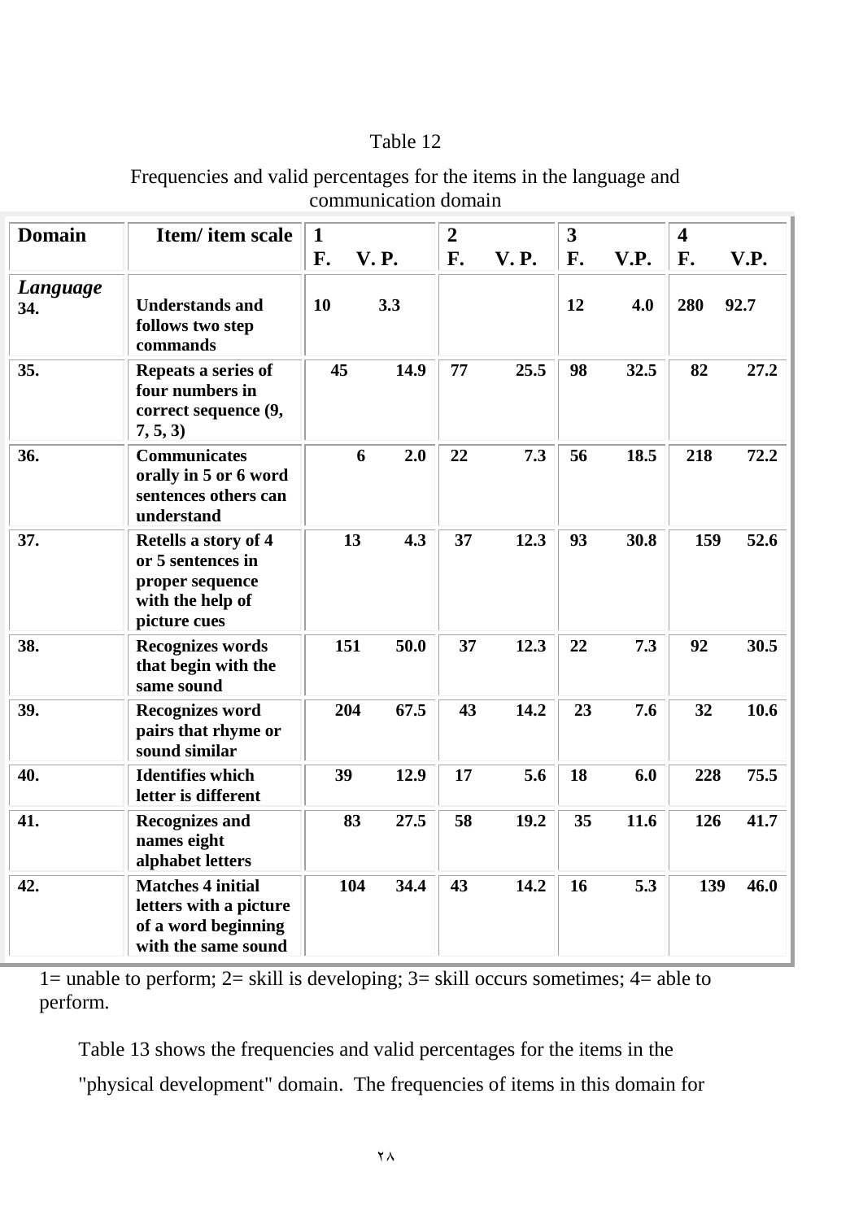Table 12

Frequencies and valid percentages for the items in the language and communication domain

| Domain | Item/ item scale | 1 F. | V. P. | 2 F. | V. P. | 3 F. | V.P. | 4 F. | V.P. |
|---|---|---|---|---|---|---|---|---|---|
| ***Language*** **34.** | **Understands and follows two step commands** | **10** | **3.3** | | | **12** | **4.0** | **280** | **92.7** |
| **35.** | **Repeats a series of four numbers in correct sequence (9, 7, 5, 3)** | **45** | **14.9** | **77** | **25.5** | **98** | **32.5** | **82** | **27.2** |
| **36.** | **Communicates orally in 5 or 6 word sentences others can understand** | **6** | **2.0** | **22** | **7.3** | **56** | **18.5** | **218** | **72.2** |
| **37.** | **Retells a story of 4 or 5 sentences in proper sequence with the help of picture cues** | **13** | **4.3** | **37** | **12.3** | **93** | **30.8** | **159** | **52.6** |
| **38.** | **Recognizes words that begin with the same sound** | **151** | **50.0** | **37** | **12.3** | **22** | **7.3** | **92** | **30.5** |
| **39.** | **Recognizes word pairs that rhyme or sound similar** | **204** | **67.5** | **43** | **14.2** | **23** | **7.6** | **32** | **10.6** |
| **40.** | **Identifies which letter is different** | **39** | **12.9** | **17** | **5.6** | **18** | **6.0** | **228** | **75.5** |
| **41.** | **Recognizes and names eight alphabet letters** | **83** | **27.5** | **58** | **19.2** | **35** | **11.6** | **126** | **41.7** |
| **42.** | **Matches 4 initial letters with a picture of a word beginning with the same sound** | **104** | **34.4** | **43** | **14.2** | **16** | **5.3** | **139** | **46.0** |

1= unable to perform; 2= skill is developing; 3= skill occurs sometimes; 4= able to perform.

Table 13 shows the frequencies and valid percentages for the items in the "physical development" domain. The frequencies of items in this domain for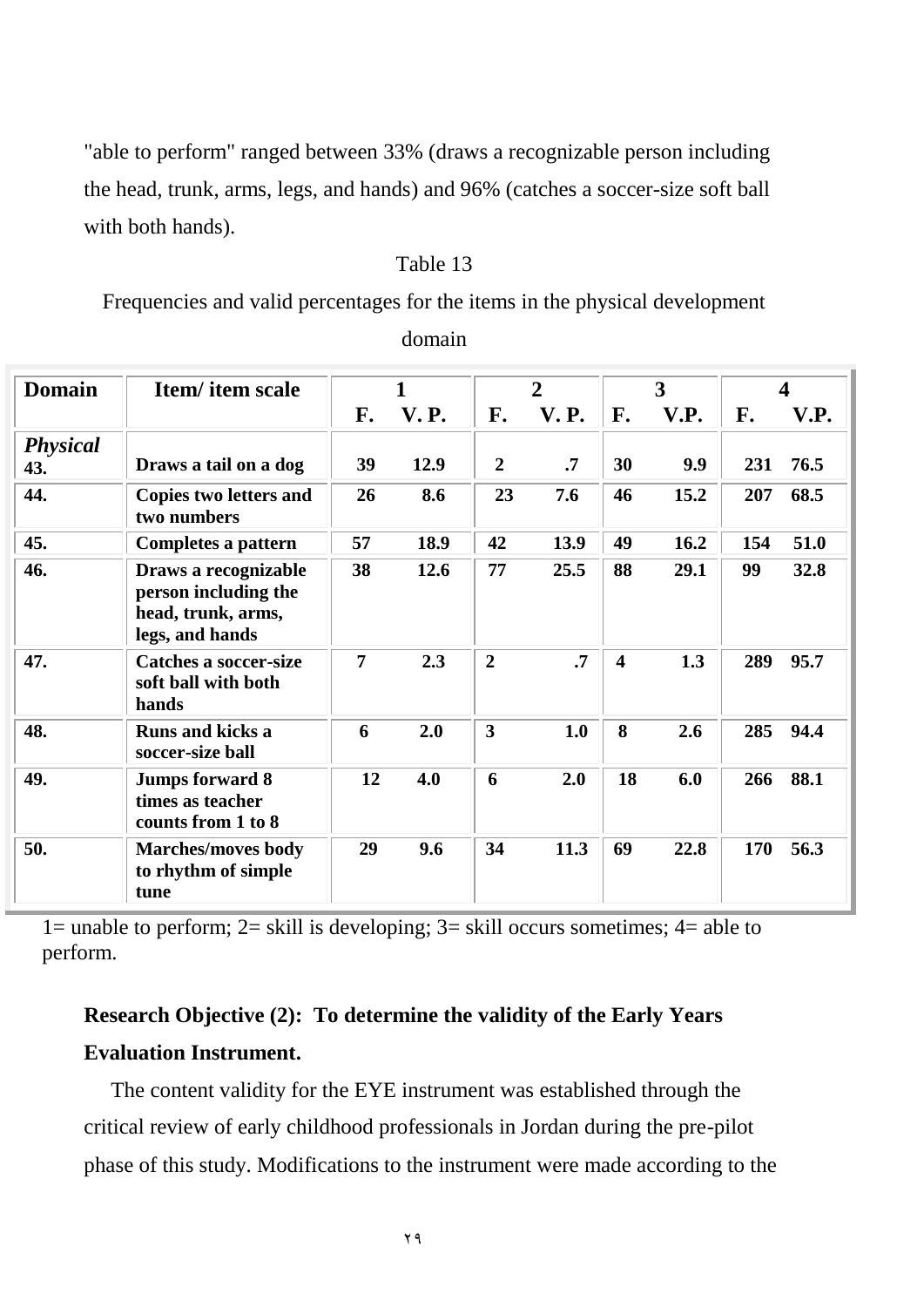"able to perform" ranged between 33% (draws a recognizable person including the head, trunk, arms, legs, and hands) and 96% (catches a soccer-size soft ball with both hands).

Table 13

Frequencies and valid percentages for the items in the physical development domain

| Domain | Item/ item scale | 1 | | 2 | | 3 | | 4 | |
|---|---|---|---|---|---|---|---|---|---|
| | | F. | V. P. | F. | V. P. | F. | V.P. | F. | V.P. |
| *Physical* 43. | Draws a tail on a dog | 39 | 12.9 | 2 | .7 | 30 | 9.9 | 231 | 76.5 |
| 44. | Copies two letters and two numbers | 26 | 8.6 | 23 | 7.6 | 46 | 15.2 | 207 | 68.5 |
| 45. | Completes a pattern | 57 | 18.9 | 42 | 13.9 | 49 | 16.2 | 154 | 51.0 |
| 46. | Draws a recognizable person including the head, trunk, arms, legs, and hands | 38 | 12.6 | 77 | 25.5 | 88 | 29.1 | 99 | 32.8 |
| 47. | Catches a soccer-size soft ball with both hands | 7 | 2.3 | 2 | .7 | 4 | 1.3 | 289 | 95.7 |
| 48. | Runs and kicks a soccer-size ball | 6 | 2.0 | 3 | 1.0 | 8 | 2.6 | 285 | 94.4 |
| 49. | Jumps forward 8 times as teacher counts from 1 to 8 | 12 | 4.0 | 6 | 2.0 | 18 | 6.0 | 266 | 88.1 |
| 50. | Marches/moves body to rhythm of simple tune | 29 | 9.6 | 34 | 11.3 | 69 | 22.8 | 170 | 56.3 |

1= unable to perform; 2= skill is developing; 3= skill occurs sometimes; 4= able to perform.

**Research Objective (2): To determine the validity of the Early Years Evaluation Instrument.**

The content validity for the EYE instrument was established through the critical review of early childhood professionals in Jordan during the pre-pilot phase of this study. Modifications to the instrument were made according to the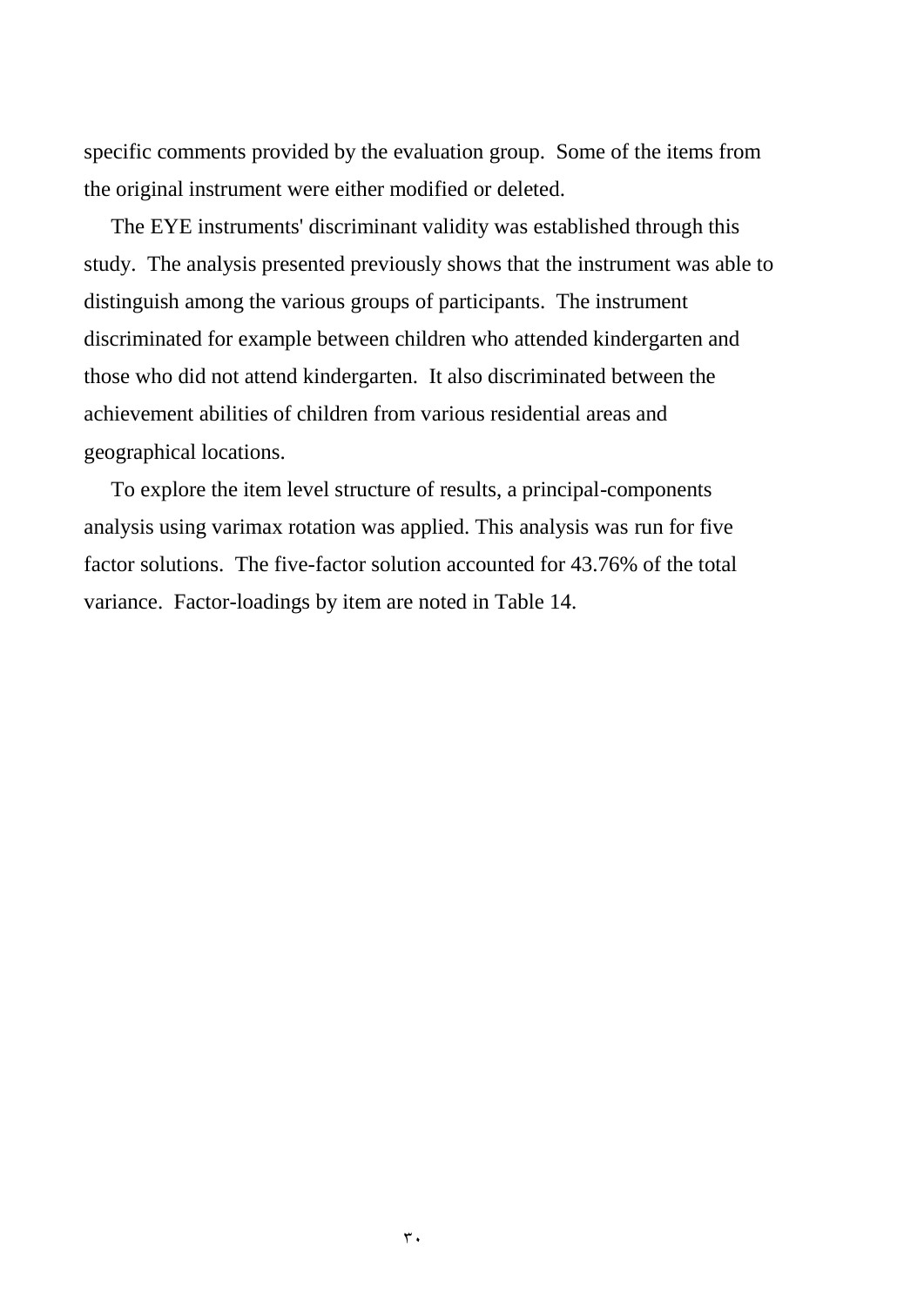specific comments provided by the evaluation group. Some of the items from the original instrument were either modified or deleted.

The EYE instruments' discriminant validity was established through this study. The analysis presented previously shows that the instrument was able to distinguish among the various groups of participants. The instrument discriminated for example between children who attended kindergarten and those who did not attend kindergarten. It also discriminated between the achievement abilities of children from various residential areas and geographical locations.

To explore the item level structure of results, a principal-components analysis using varimax rotation was applied. This analysis was run for five factor solutions. The five-factor solution accounted for 43.76% of the total variance. Factor-loadings by item are noted in Table 14.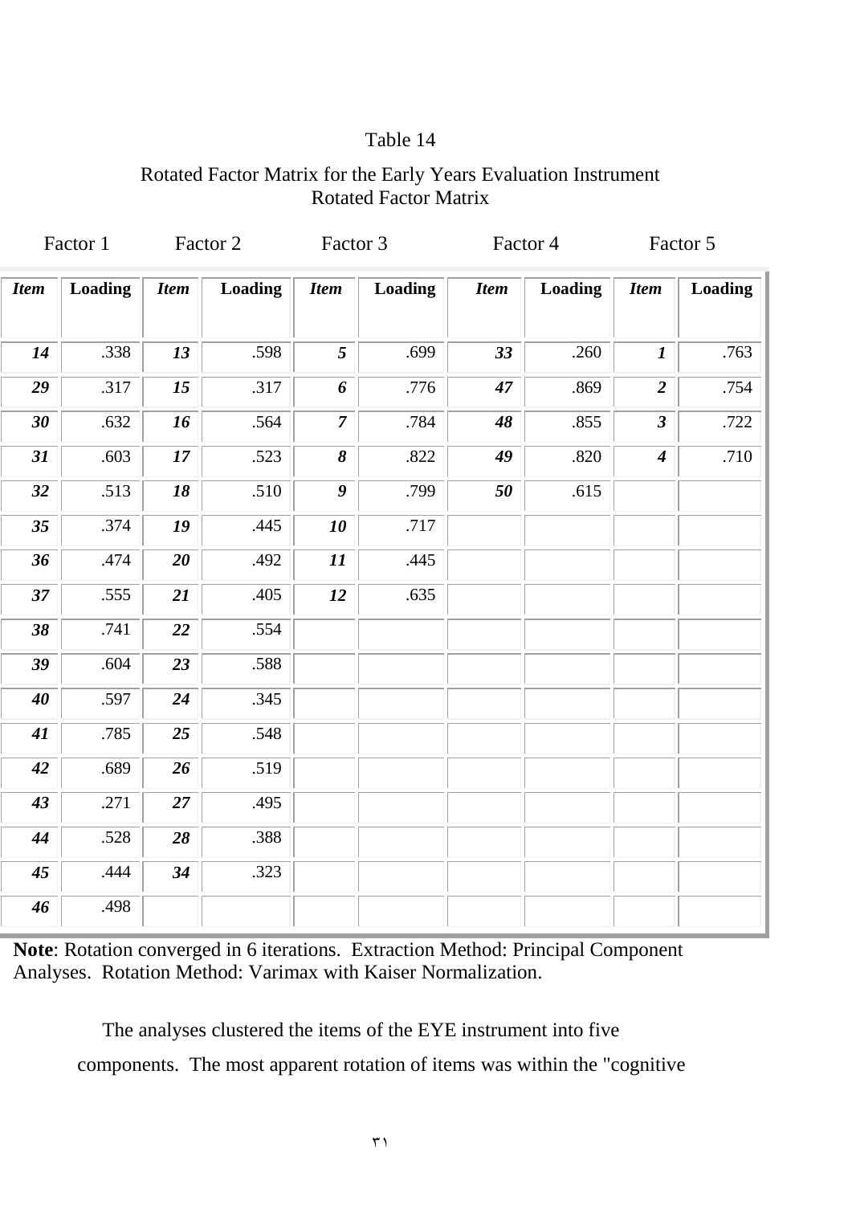Table 14

Rotated Factor Matrix for the Early Years Evaluation Instrument
Rotated Factor Matrix

| Factor 1 | | Factor 2 | | Factor 3 | | Factor 4 | | Factor 5 | |
|---|---|---|---|---|---|---|---|---|---|
| ***Item*** | **Loading** | ***Item*** | **Loading** | ***Item*** | **Loading** | ***Item*** | **Loading** | ***Item*** | **Loading** |
| ***14*** | .338 | ***13*** | .598 | ***5*** | .699 | ***33*** | .260 | ***1*** | .763 |
| ***29*** | .317 | ***15*** | .317 | ***6*** | .776 | ***47*** | .869 | ***2*** | .754 |
| ***30*** | .632 | ***16*** | .564 | ***7*** | .784 | ***48*** | .855 | ***3*** | .722 |
| ***31*** | .603 | ***17*** | .523 | ***8*** | .822 | ***49*** | .820 | ***4*** | .710 |
| ***32*** | .513 | ***18*** | .510 | ***9*** | .799 | ***50*** | .615 | | |
| ***35*** | .374 | ***19*** | .445 | ***10*** | .717 | | | | |
| ***36*** | .474 | ***20*** | .492 | ***11*** | .445 | | | | |
| ***37*** | .555 | ***21*** | .405 | ***12*** | .635 | | | | |
| ***38*** | .741 | ***22*** | .554 | | | | | | |
| ***39*** | .604 | ***23*** | .588 | | | | | | |
| ***40*** | .597 | ***24*** | .345 | | | | | | |
| ***41*** | .785 | ***25*** | .548 | | | | | | |
| ***42*** | .689 | ***26*** | .519 | | | | | | |
| ***43*** | .271 | ***27*** | .495 | | | | | | |
| ***44*** | .528 | ***28*** | .388 | | | | | | |
| ***45*** | .444 | ***34*** | .323 | | | | | | |
| ***46*** | .498 | | | | | | | | |

**Note**: Rotation converged in 6 iterations. Extraction Method: Principal Component Analyses. Rotation Method: Varimax with Kaiser Normalization.

The analyses clustered the items of the EYE instrument into five components. The most apparent rotation of items was within the "cognitive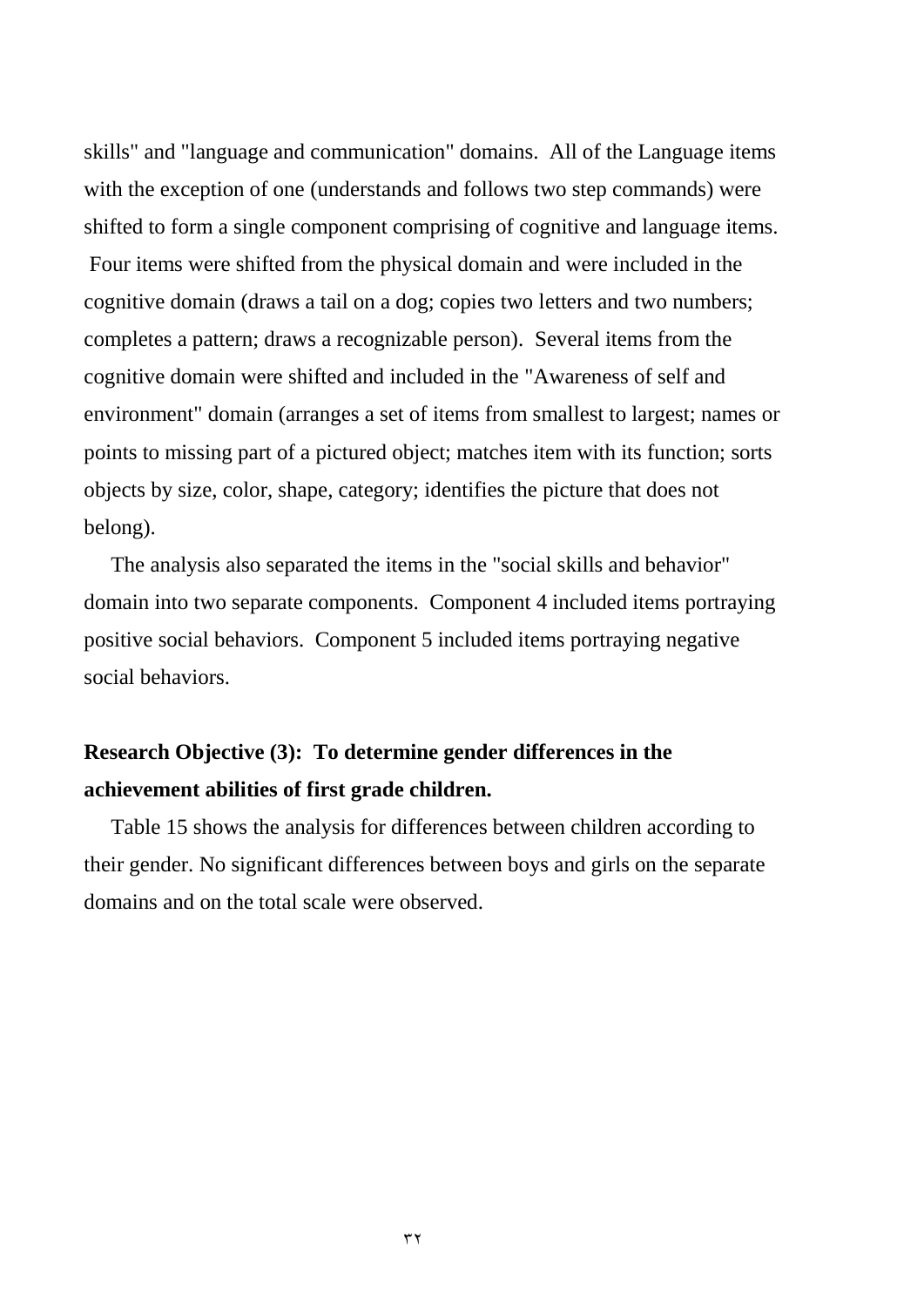skills" and "language and communication" domains. All of the Language items with the exception of one (understands and follows two step commands) were shifted to form a single component comprising of cognitive and language items. Four items were shifted from the physical domain and were included in the cognitive domain (draws a tail on a dog; copies two letters and two numbers; completes a pattern; draws a recognizable person). Several items from the cognitive domain were shifted and included in the "Awareness of self and environment" domain (arranges a set of items from smallest to largest; names or points to missing part of a pictured object; matches item with its function; sorts objects by size, color, shape, category; identifies the picture that does not belong).

The analysis also separated the items in the "social skills and behavior" domain into two separate components. Component 4 included items portraying positive social behaviors. Component 5 included items portraying negative social behaviors.

**Research Objective (3): To determine gender differences in the achievement abilities of first grade children.**

Table 15 shows the analysis for differences between children according to their gender. No significant differences between boys and girls on the separate domains and on the total scale were observed.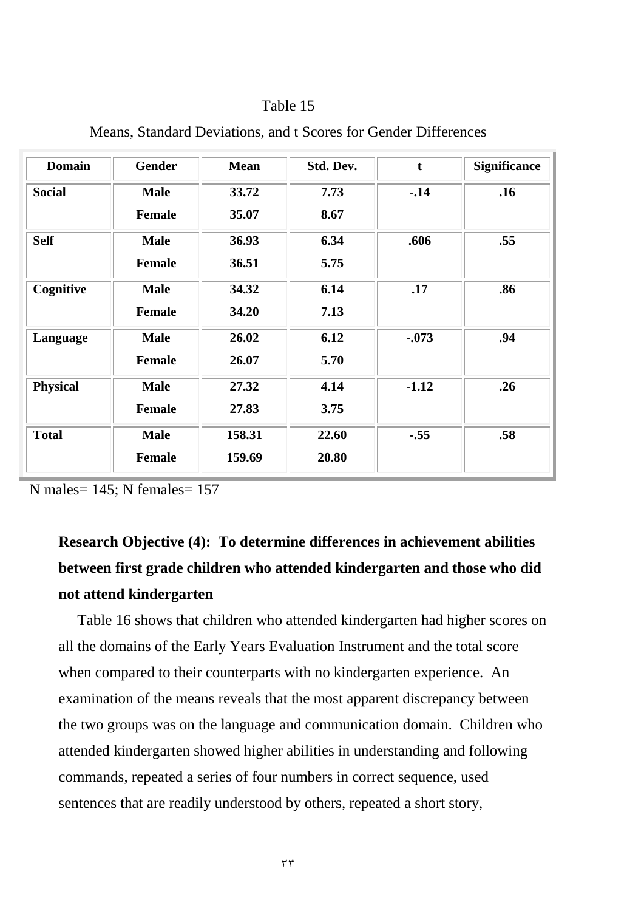Table 15

Means, Standard Deviations, and t Scores for Gender Differences

| Domain | Gender | Mean | Std. Dev. | t | Significance |
|---|---|---|---|---|---|
| **Social** | **Male** | **33.72** | **7.73** | **-.14** | **.16** |
| | **Female** | **35.07** | **8.67** | | |
| **Self** | **Male** | **36.93** | **6.34** | **.606** | **.55** |
| | **Female** | **36.51** | **5.75** | | |
| **Cognitive** | **Male** | **34.32** | **6.14** | **.17** | **.86** |
| | **Female** | **34.20** | **7.13** | | |
| **Language** | **Male** | **26.02** | **6.12** | **-.073** | **.94** |
| | **Female** | **26.07** | **5.70** | | |
| **Physical** | **Male** | **27.32** | **4.14** | **-1.12** | **.26** |
| | **Female** | **27.83** | **3.75** | | |
| **Total** | **Male** | **158.31** | **22.60** | **-.55** | **.58** |
| | **Female** | **159.69** | **20.80** | | |

N males= 145; N females= 157

**Research Objective (4): To determine differences in achievement abilities between first grade children who attended kindergarten and those who did not attend kindergarten**

Table 16 shows that children who attended kindergarten had higher scores on all the domains of the Early Years Evaluation Instrument and the total score when compared to their counterparts with no kindergarten experience. An examination of the means reveals that the most apparent discrepancy between the two groups was on the language and communication domain. Children who attended kindergarten showed higher abilities in understanding and following commands, repeated a series of four numbers in correct sequence, used sentences that are readily understood by others, repeated a short story,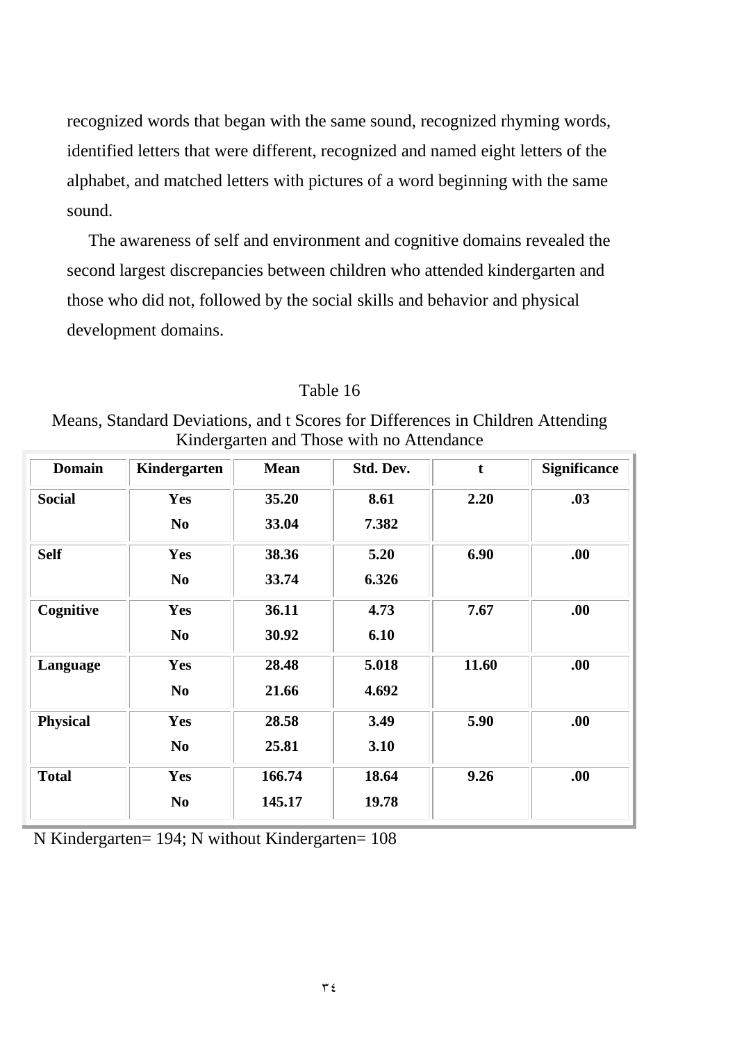recognized words that began with the same sound, recognized rhyming words, identified letters that were different, recognized and named eight letters of the alphabet, and matched letters with pictures of a word beginning with the same sound.

The awareness of self and environment and cognitive domains revealed the second largest discrepancies between children who attended kindergarten and those who did not, followed by the social skills and behavior and physical development domains.

Table 16

Means, Standard Deviations, and t Scores for Differences in Children Attending Kindergarten and Those with no Attendance

| Domain | Kindergarten | Mean | Std. Dev. | t | Significance |
|---|---|---|---|---|---|
| **Social** | **Yes** | **35.20** | **8.61** | **2.20** | **.03** |
| | **No** | **33.04** | **7.382** | | |
| **Self** | **Yes** | **38.36** | **5.20** | **6.90** | **.00** |
| | **No** | **33.74** | **6.326** | | |
| **Cognitive** | **Yes** | **36.11** | **4.73** | **7.67** | **.00** |
| | **No** | **30.92** | **6.10** | | |
| **Language** | **Yes** | **28.48** | **5.018** | **11.60** | **.00** |
| | **No** | **21.66** | **4.692** | | |
| **Physical** | **Yes** | **28.58** | **3.49** | **5.90** | **.00** |
| | **No** | **25.81** | **3.10** | | |
| **Total** | **Yes** | **166.74** | **18.64** | **9.26** | **.00** |
| | **No** | **145.17** | **19.78** | | |

N Kindergarten= 194; N without Kindergarten= 108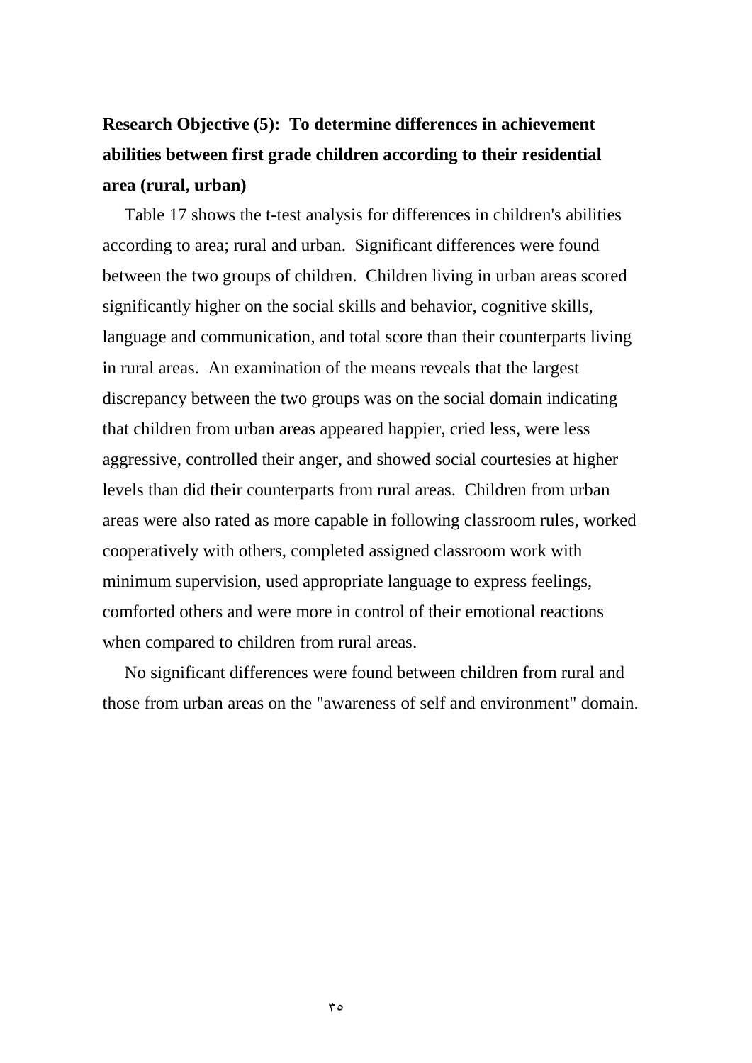**Research Objective (5): To determine differences in achievement abilities between first grade children according to their residential area (rural, urban)**

Table 17 shows the t-test analysis for differences in children's abilities according to area; rural and urban. Significant differences were found between the two groups of children. Children living in urban areas scored significantly higher on the social skills and behavior, cognitive skills, language and communication, and total score than their counterparts living in rural areas. An examination of the means reveals that the largest discrepancy between the two groups was on the social domain indicating that children from urban areas appeared happier, cried less, were less aggressive, controlled their anger, and showed social courtesies at higher levels than did their counterparts from rural areas. Children from urban areas were also rated as more capable in following classroom rules, worked cooperatively with others, completed assigned classroom work with minimum supervision, used appropriate language to express feelings, comforted others and were more in control of their emotional reactions when compared to children from rural areas.

No significant differences were found between children from rural and those from urban areas on the "awareness of self and environment" domain.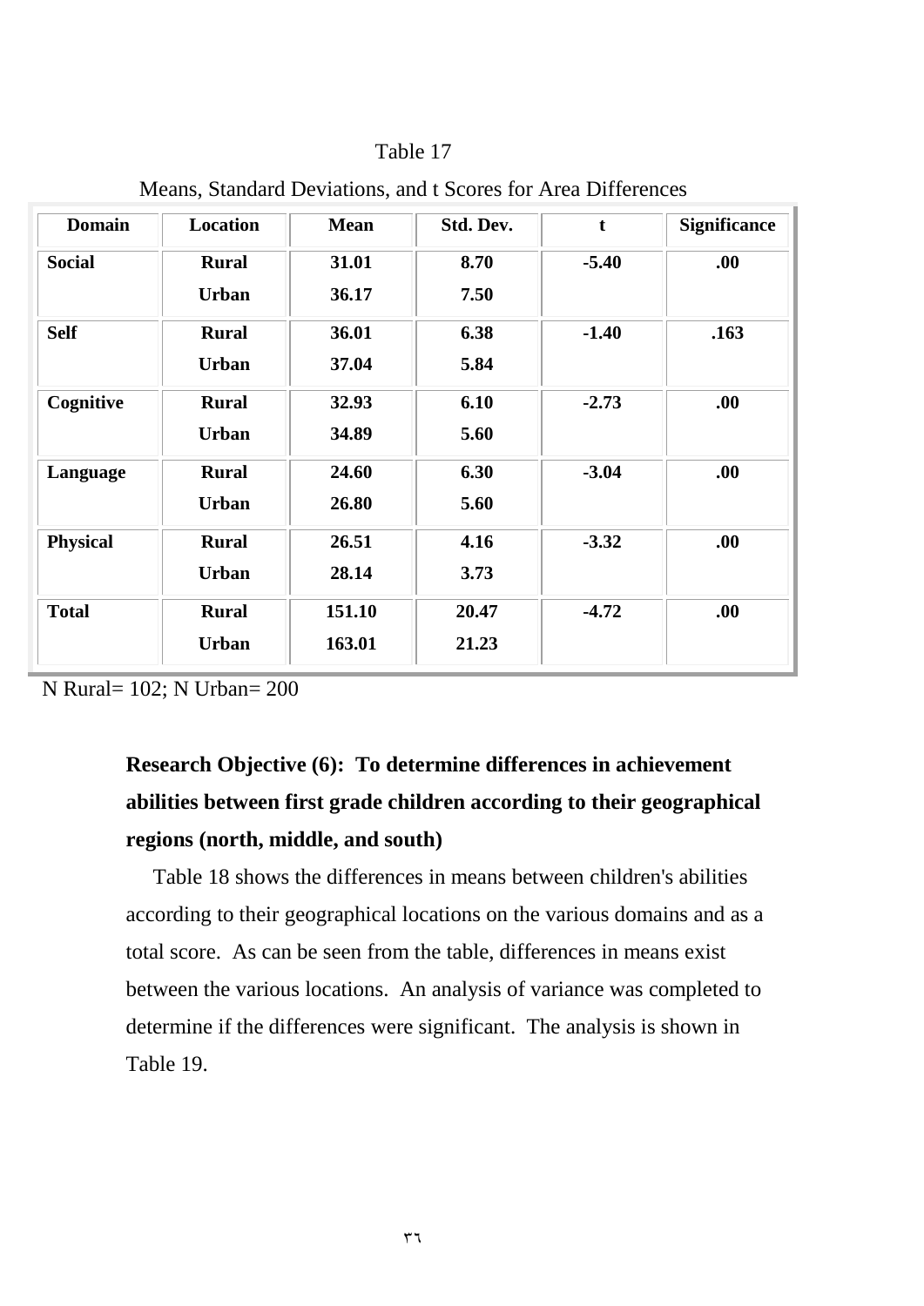Table 17

Means, Standard Deviations, and t Scores for Area Differences

| Domain | Location | Mean | Std. Dev. | t | Significance |
|---|---|---|---|---|---|
| **Social** | **Rural** | **31.01** | **8.70** | **-5.40** | **.00** |
| | **Urban** | **36.17** | **7.50** | | |
| **Self** | **Rural** | **36.01** | **6.38** | **-1.40** | **.163** |
| | **Urban** | **37.04** | **5.84** | | |
| **Cognitive** | **Rural** | **32.93** | **6.10** | **-2.73** | **.00** |
| | **Urban** | **34.89** | **5.60** | | |
| **Language** | **Rural** | **24.60** | **6.30** | **-3.04** | **.00** |
| | **Urban** | **26.80** | **5.60** | | |
| **Physical** | **Rural** | **26.51** | **4.16** | **-3.32** | **.00** |
| | **Urban** | **28.14** | **3.73** | | |
| **Total** | **Rural** | **151.10** | **20.47** | **-4.72** | **.00** |
| | **Urban** | **163.01** | **21.23** | | |

N Rural= 102; N Urban= 200

**Research Objective (6): To determine differences in achievement abilities between first grade children according to their geographical regions (north, middle, and south)**

Table 18 shows the differences in means between children's abilities according to their geographical locations on the various domains and as a total score. As can be seen from the table, differences in means exist between the various locations. An analysis of variance was completed to determine if the differences were significant. The analysis is shown in Table 19.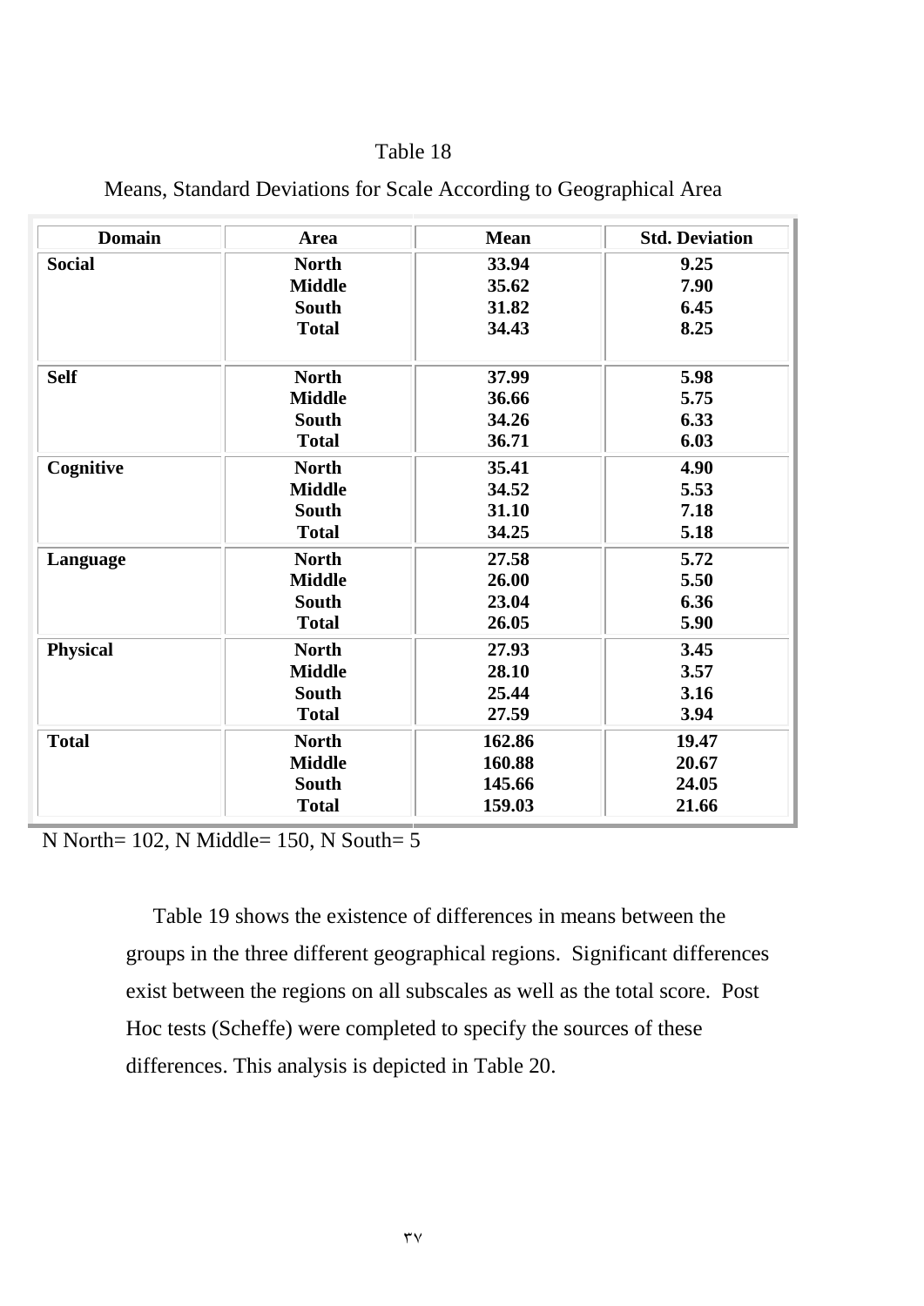Table 18

Means, Standard Deviations for Scale According to Geographical Area

| Domain | Area | Mean | Std. Deviation |
|---|---|---|---|
| Social | North | 33.94 | 9.25 |
| | Middle | 35.62 | 7.90 |
| | South | 31.82 | 6.45 |
| | Total | 34.43 | 8.25 |
| Self | North | 37.99 | 5.98 |
| | Middle | 36.66 | 5.75 |
| | South | 34.26 | 6.33 |
| | Total | 36.71 | 6.03 |
| Cognitive | North | 35.41 | 4.90 |
| | Middle | 34.52 | 5.53 |
| | South | 31.10 | 7.18 |
| | Total | 34.25 | 5.18 |
| Language | North | 27.58 | 5.72 |
| | Middle | 26.00 | 5.50 |
| | South | 23.04 | 6.36 |
| | Total | 26.05 | 5.90 |
| Physical | North | 27.93 | 3.45 |
| | Middle | 28.10 | 3.57 |
| | South | 25.44 | 3.16 |
| | Total | 27.59 | 3.94 |
| Total | North | 162.86 | 19.47 |
| | Middle | 160.88 | 20.67 |
| | South | 145.66 | 24.05 |
| | Total | 159.03 | 21.66 |

N North= 102, N Middle= 150, N South= 5

Table 19 shows the existence of differences in means between the groups in the three different geographical regions. Significant differences exist between the regions on all subscales as well as the total score. Post Hoc tests (Scheffe) were completed to specify the sources of these differences. This analysis is depicted in Table 20.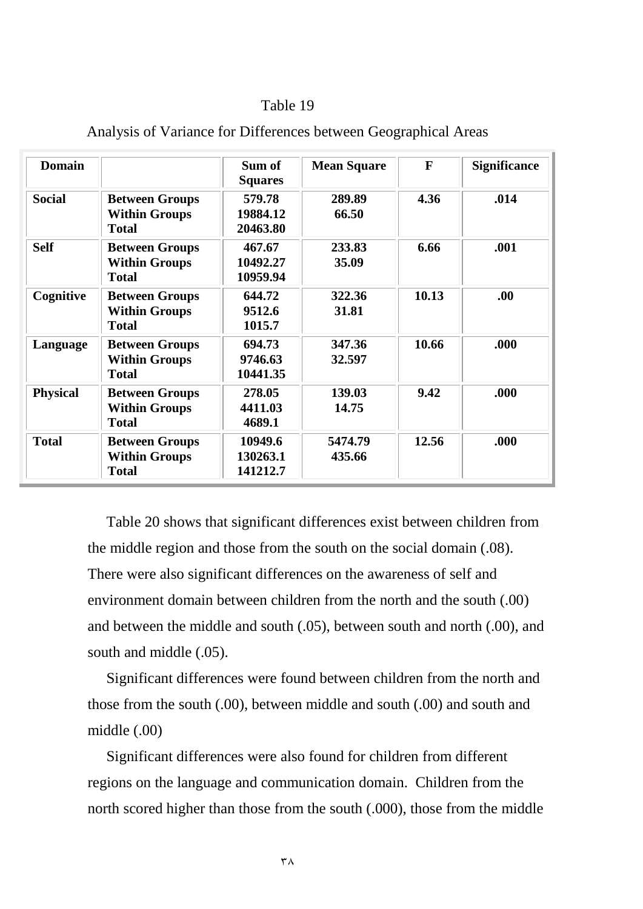Table 19

Analysis of Variance for Differences between Geographical Areas

| Domain | | Sum of Squares | Mean Square | F | Significance |
|---|---|---|---|---|---|
| **Social** | **Between Groups**<br>**Within Groups**<br>**Total** | **579.78**<br>**19884.12**<br>**20463.80** | **289.89**<br>**66.50** | **4.36** | **.014** |
| **Self** | **Between Groups**<br>**Within Groups**<br>**Total** | **467.67**<br>**10492.27**<br>**10959.94** | **233.83**<br>**35.09** | **6.66** | **.001** |
| **Cognitive** | **Between Groups**<br>**Within Groups**<br>**Total** | **644.72**<br>**9512.6**<br>**1015.7** | **322.36**<br>**31.81** | **10.13** | **.00** |
| **Language** | **Between Groups**<br>**Within Groups**<br>**Total** | **694.73**<br>**9746.63**<br>**10441.35** | **347.36**<br>**32.597** | **10.66** | **.000** |
| **Physical** | **Between Groups**<br>**Within Groups**<br>**Total** | **278.05**<br>**4411.03**<br>**4689.1** | **139.03**<br>**14.75** | **9.42** | **.000** |
| **Total** | **Between Groups**<br>**Within Groups**<br>**Total** | **10949.6**<br>**130263.1**<br>**141212.7** | **5474.79**<br>**435.66** | **12.56** | **.000** |

Table 20 shows that significant differences exist between children from the middle region and those from the south on the social domain (.08). There were also significant differences on the awareness of self and environment domain between children from the north and the south (.00) and between the middle and south (.05), between south and north (.00), and south and middle (.05).

Significant differences were found between children from the north and those from the south (.00), between middle and south (.00) and south and middle (.00)

Significant differences were also found for children from different regions on the language and communication domain. Children from the north scored higher than those from the south (.000), those from the middle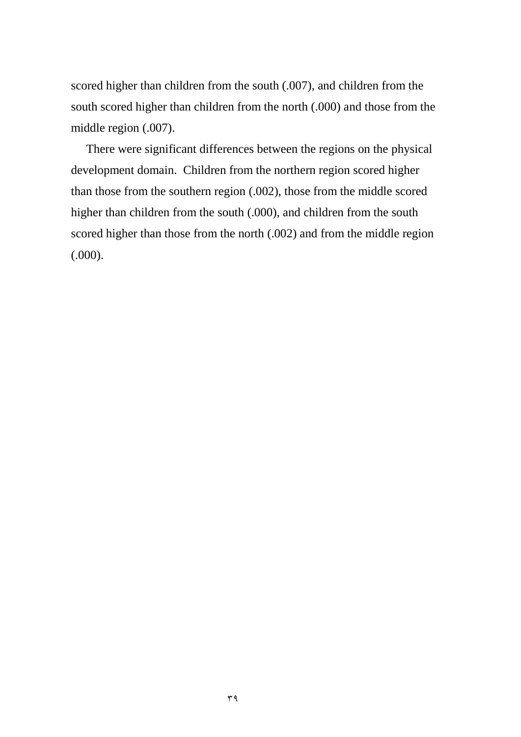scored higher than children from the south (.007), and children from the south scored higher than children from the north (.000) and those from the middle region (.007).

There were significant differences between the regions on the physical development domain.  Children from the northern region scored higher than those from the southern region (.002), those from the middle scored higher than children from the south (.000), and children from the south scored higher than those from the north (.002) and from the middle region (.000).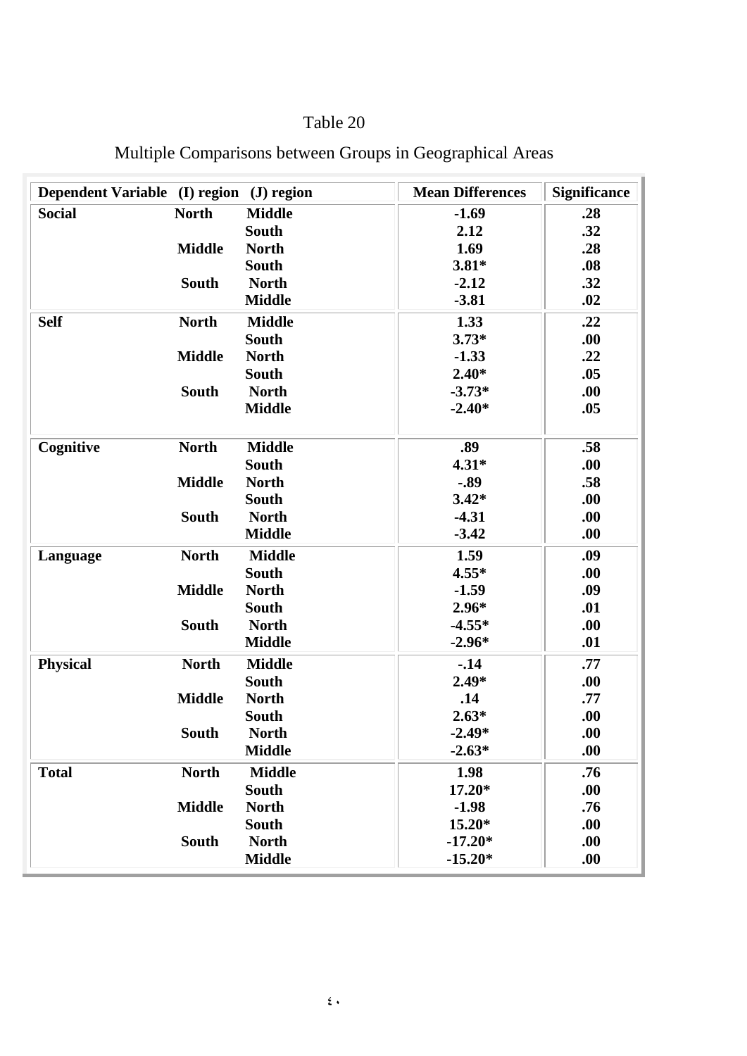Table 20

Multiple Comparisons between Groups in Geographical Areas

| Dependent Variable | (I) region | (J) region | Mean Differences | Significance |
|---|---|---|---|---|
| **Social** | **North** | **Middle** | **-1.69** | **.28** |
| | | **South** | **2.12** | **.32** |
| | **Middle** | **North** | **1.69** | **.28** |
| | | **South** | **3.81*** | **.08** |
| | **South** | **North** | **-2.12** | **.32** |
| | | **Middle** | **-3.81** | **.02** |
| **Self** | **North** | **Middle** | **1.33** | **.22** |
| | | **South** | **3.73*** | **.00** |
| | **Middle** | **North** | **-1.33** | **.22** |
| | | **South** | **2.40*** | **.05** |
| | **South** | **North** | **-3.73*** | **.00** |
| | | **Middle** | **-2.40*** | **.05** |
| **Cognitive** | **North** | **Middle** | **.89** | **.58** |
| | | **South** | **4.31*** | **.00** |
| | **Middle** | **North** | **-.89** | **.58** |
| | | **South** | **3.42*** | **.00** |
| | **South** | **North** | **-4.31** | **.00** |
| | | **Middle** | **-3.42** | **.00** |
| **Language** | **North** | **Middle** | **1.59** | **.09** |
| | | **South** | **4.55*** | **.00** |
| | **Middle** | **North** | **-1.59** | **.09** |
| | | **South** | **2.96*** | **.01** |
| | **South** | **North** | **-4.55*** | **.00** |
| | | **Middle** | **-2.96*** | **.01** |
| **Physical** | **North** | **Middle** | **-.14** | **.77** |
| | | **South** | **2.49*** | **.00** |
| | **Middle** | **North** | **.14** | **.77** |
| | | **South** | **2.63*** | **.00** |
| | **South** | **North** | **-2.49*** | **.00** |
| | | **Middle** | **-2.63*** | **.00** |
| **Total** | **North** | **Middle** | **1.98** | **.76** |
| | | **South** | **17.20*** | **.00** |
| | **Middle** | **North** | **-1.98** | **.76** |
| | | **South** | **15.20*** | **.00** |
| | **South** | **North** | **-17.20*** | **.00** |
| | | **Middle** | **-15.20*** | **.00** |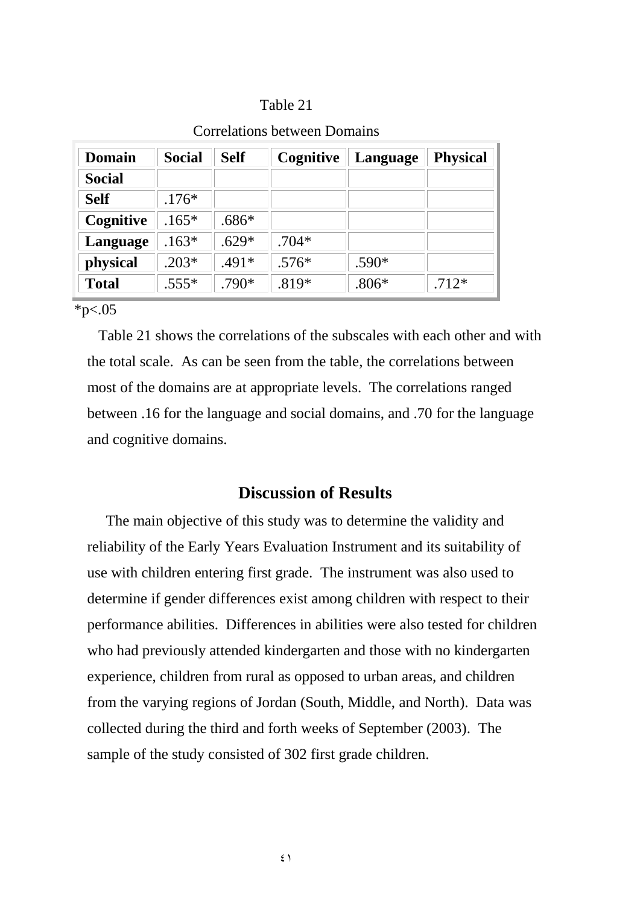Table 21

Correlations between Domains

| Domain | Social | Self | Cognitive | Language | Physical |
|---|---|---|---|---|---|
| **Social** | | | | | |
| **Self** | .176* | | | | |
| **Cognitive** | .165* | .686* | | | |
| **Language** | .163* | .629* | .704* | | |
| **physical** | .203* | .491* | .576* | .590* | |
| **Total** | .555* | .790* | .819* | .806* | .712* |

*p<.05

Table 21 shows the correlations of the subscales with each other and with the total scale. As can be seen from the table, the correlations between most of the domains are at appropriate levels. The correlations ranged between .16 for the language and social domains, and .70 for the language and cognitive domains.

## Discussion of Results

The main objective of this study was to determine the validity and reliability of the Early Years Evaluation Instrument and its suitability of use with children entering first grade. The instrument was also used to determine if gender differences exist among children with respect to their performance abilities. Differences in abilities were also tested for children who had previously attended kindergarten and those with no kindergarten experience, children from rural as opposed to urban areas, and children from the varying regions of Jordan (South, Middle, and North). Data was collected during the third and forth weeks of September (2003). The sample of the study consisted of 302 first grade children.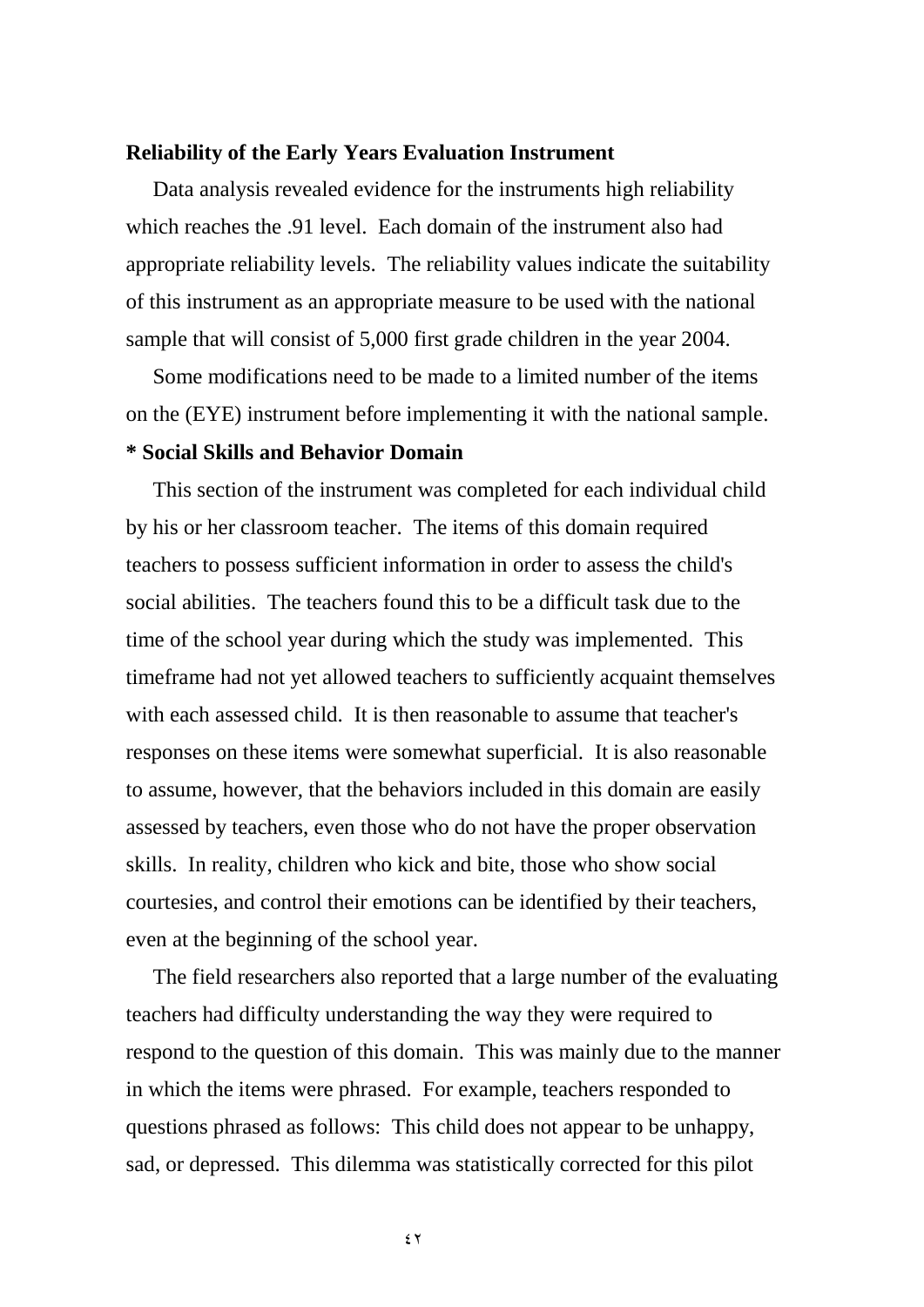**Reliability of the Early Years Evaluation Instrument**

Data analysis revealed evidence for the instruments high reliability which reaches the .91 level. Each domain of the instrument also had appropriate reliability levels. The reliability values indicate the suitability of this instrument as an appropriate measure to be used with the national sample that will consist of 5,000 first grade children in the year 2004.

Some modifications need to be made to a limited number of the items on the (EYE) instrument before implementing it with the national sample.

**\* Social Skills and Behavior Domain**

This section of the instrument was completed for each individual child by his or her classroom teacher. The items of this domain required teachers to possess sufficient information in order to assess the child's social abilities. The teachers found this to be a difficult task due to the time of the school year during which the study was implemented. This timeframe had not yet allowed teachers to sufficiently acquaint themselves with each assessed child. It is then reasonable to assume that teacher's responses on these items were somewhat superficial. It is also reasonable to assume, however, that the behaviors included in this domain are easily assessed by teachers, even those who do not have the proper observation skills. In reality, children who kick and bite, those who show social courtesies, and control their emotions can be identified by their teachers, even at the beginning of the school year.

The field researchers also reported that a large number of the evaluating teachers had difficulty understanding the way they were required to respond to the question of this domain. This was mainly due to the manner in which the items were phrased. For example, teachers responded to questions phrased as follows: This child does not appear to be unhappy, sad, or depressed. This dilemma was statistically corrected for this pilot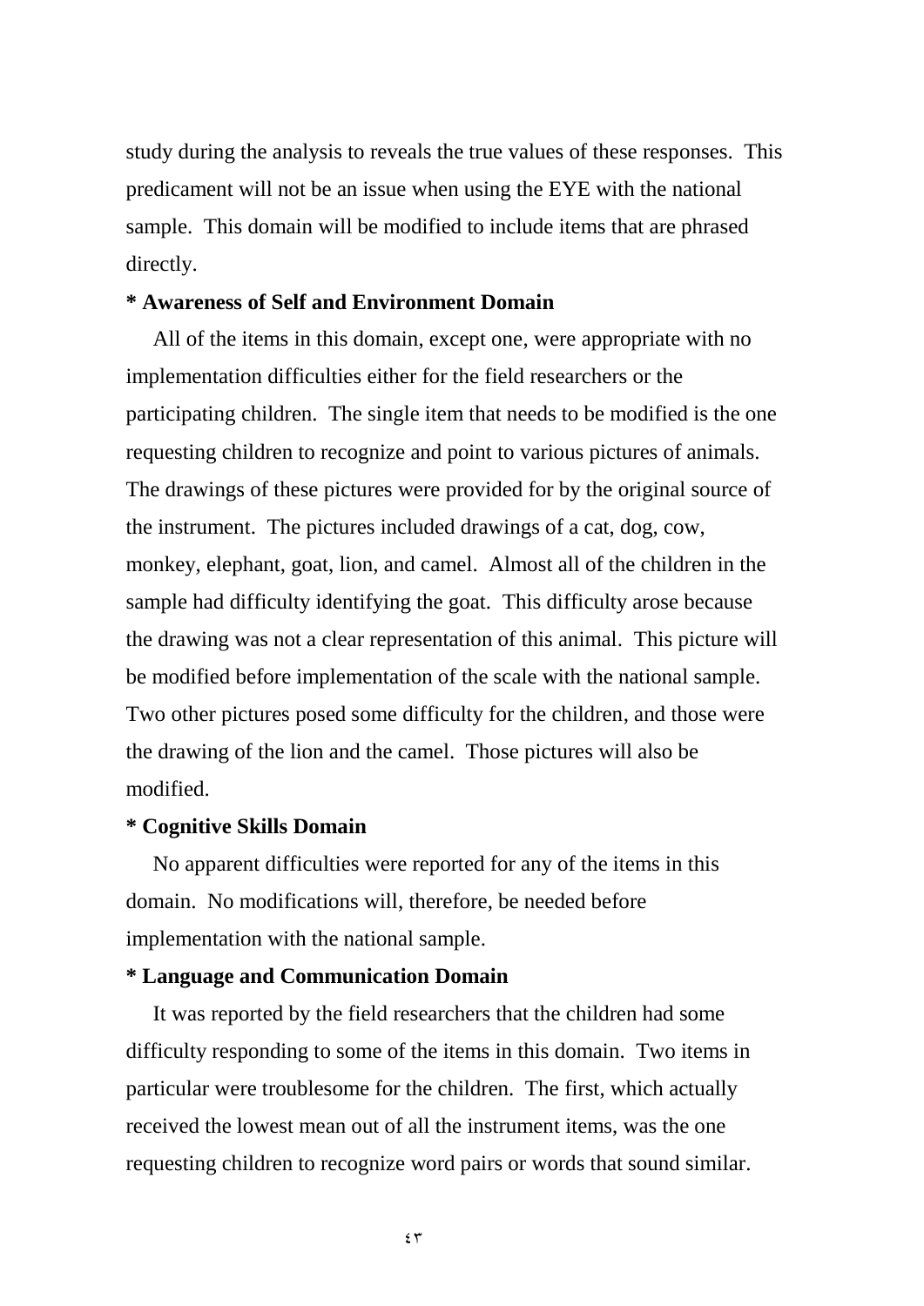study during the analysis to reveals the true values of these responses. This predicament will not be an issue when using the EYE with the national sample. This domain will be modified to include items that are phrased directly.

**\* Awareness of Self and Environment Domain**

All of the items in this domain, except one, were appropriate with no implementation difficulties either for the field researchers or the participating children. The single item that needs to be modified is the one requesting children to recognize and point to various pictures of animals. The drawings of these pictures were provided for by the original source of the instrument. The pictures included drawings of a cat, dog, cow, monkey, elephant, goat, lion, and camel. Almost all of the children in the sample had difficulty identifying the goat. This difficulty arose because the drawing was not a clear representation of this animal. This picture will be modified before implementation of the scale with the national sample. Two other pictures posed some difficulty for the children, and those were the drawing of the lion and the camel. Those pictures will also be modified.

**\* Cognitive Skills Domain**

No apparent difficulties were reported for any of the items in this domain. No modifications will, therefore, be needed before implementation with the national sample.

**\* Language and Communication Domain**

It was reported by the field researchers that the children had some difficulty responding to some of the items in this domain. Two items in particular were troublesome for the children. The first, which actually received the lowest mean out of all the instrument items, was the one requesting children to recognize word pairs or words that sound similar.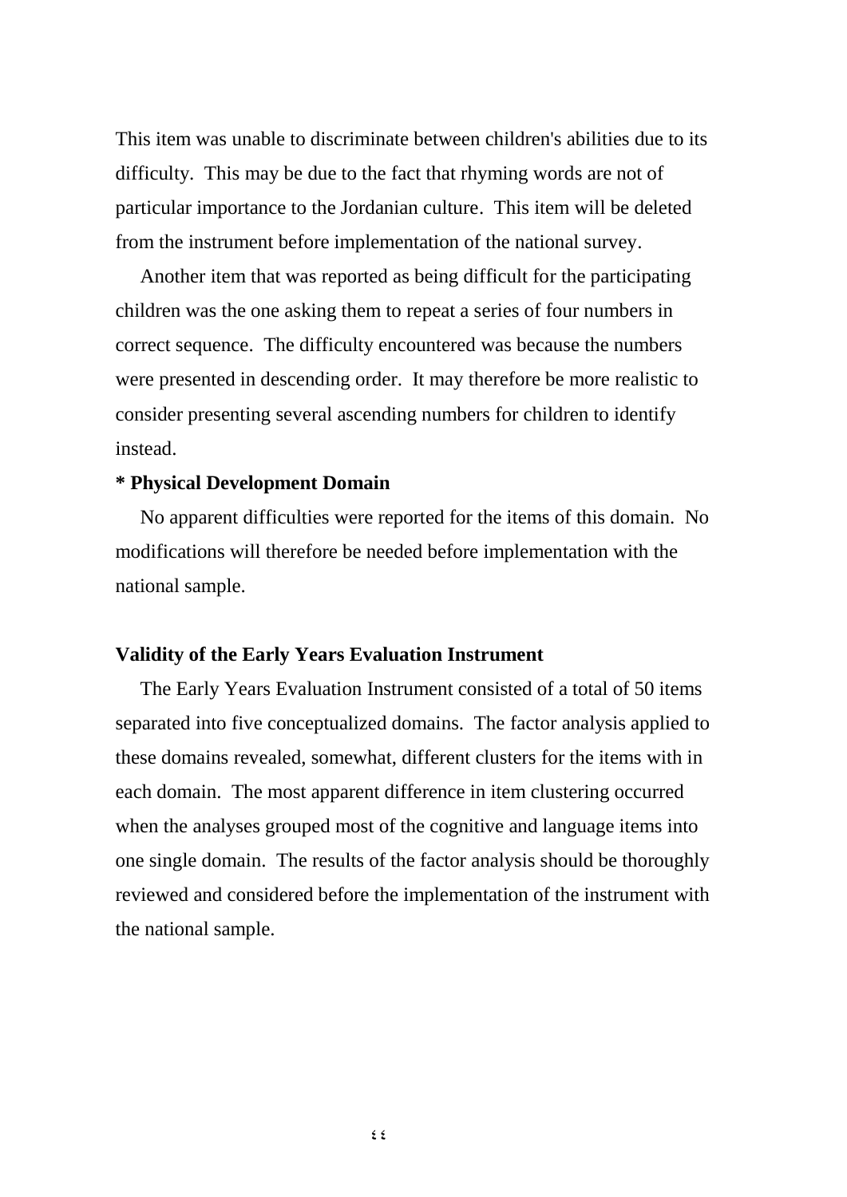This item was unable to discriminate between children's abilities due to its difficulty. This may be due to the fact that rhyming words are not of particular importance to the Jordanian culture. This item will be deleted from the instrument before implementation of the national survey.

Another item that was reported as being difficult for the participating children was the one asking them to repeat a series of four numbers in correct sequence. The difficulty encountered was because the numbers were presented in descending order. It may therefore be more realistic to consider presenting several ascending numbers for children to identify instead.

**\* Physical Development Domain**

No apparent difficulties were reported for the items of this domain. No modifications will therefore be needed before implementation with the national sample.

**Validity of the Early Years Evaluation Instrument**

The Early Years Evaluation Instrument consisted of a total of 50 items separated into five conceptualized domains. The factor analysis applied to these domains revealed, somewhat, different clusters for the items with in each domain. The most apparent difference in item clustering occurred when the analyses grouped most of the cognitive and language items into one single domain. The results of the factor analysis should be thoroughly reviewed and considered before the implementation of the instrument with the national sample.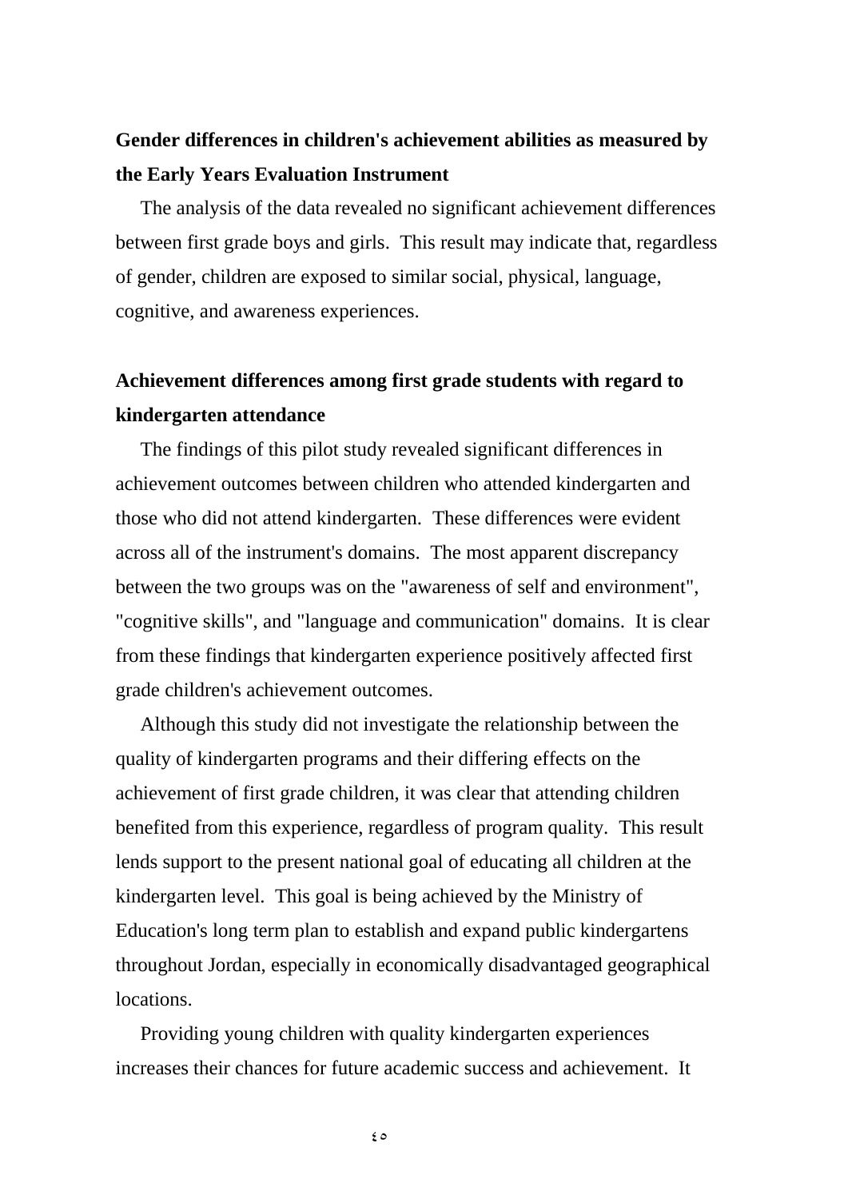**Gender differences in children's achievement abilities as measured by the Early Years Evaluation Instrument**

The analysis of the data revealed no significant achievement differences between first grade boys and girls. This result may indicate that, regardless of gender, children are exposed to similar social, physical, language, cognitive, and awareness experiences.

**Achievement differences among first grade students with regard to kindergarten attendance**

The findings of this pilot study revealed significant differences in achievement outcomes between children who attended kindergarten and those who did not attend kindergarten. These differences were evident across all of the instrument's domains. The most apparent discrepancy between the two groups was on the "awareness of self and environment", "cognitive skills", and "language and communication" domains. It is clear from these findings that kindergarten experience positively affected first grade children's achievement outcomes.

Although this study did not investigate the relationship between the quality of kindergarten programs and their differing effects on the achievement of first grade children, it was clear that attending children benefited from this experience, regardless of program quality. This result lends support to the present national goal of educating all children at the kindergarten level. This goal is being achieved by the Ministry of Education's long term plan to establish and expand public kindergartens throughout Jordan, especially in economically disadvantaged geographical locations.

Providing young children with quality kindergarten experiences increases their chances for future academic success and achievement. It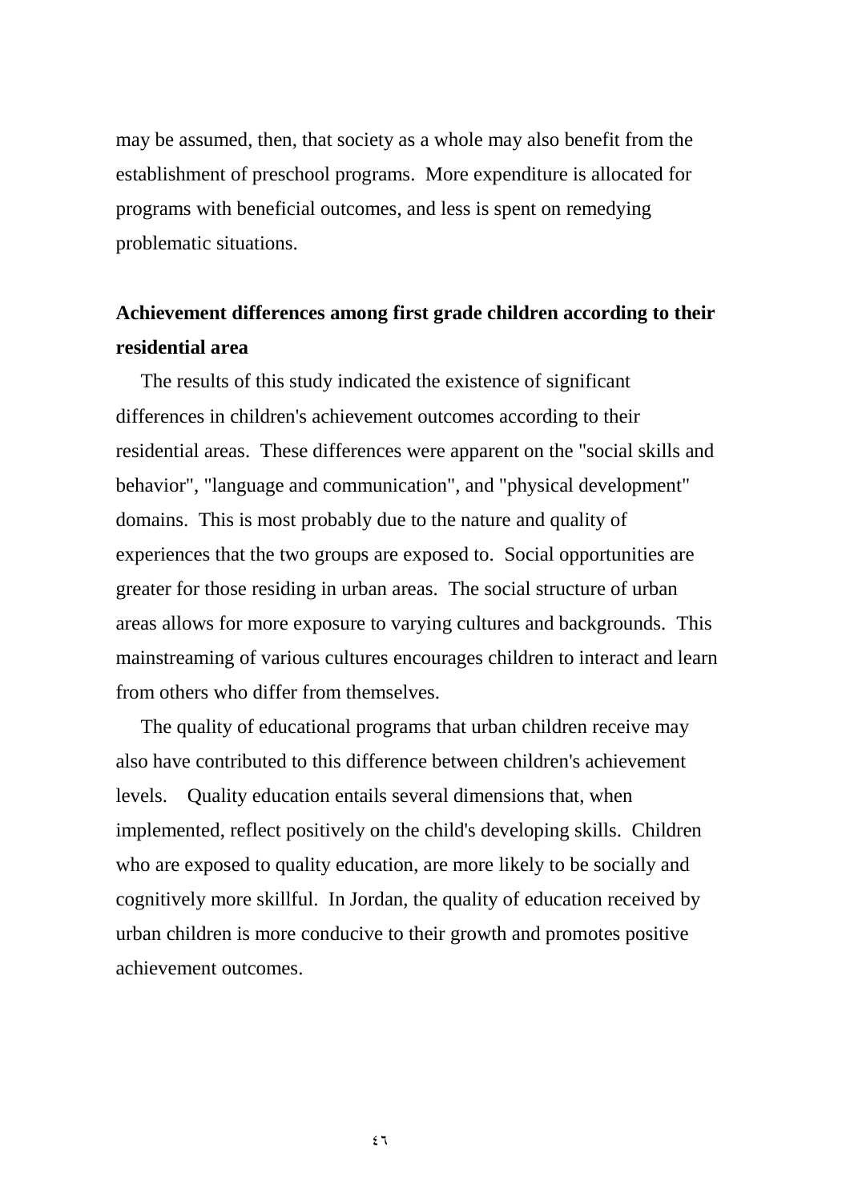may be assumed, then, that society as a whole may also benefit from the establishment of preschool programs. More expenditure is allocated for programs with beneficial outcomes, and less is spent on remedying problematic situations.

## Achievement differences among first grade children according to their residential area

The results of this study indicated the existence of significant differences in children's achievement outcomes according to their residential areas. These differences were apparent on the "social skills and behavior", "language and communication", and "physical development" domains. This is most probably due to the nature and quality of experiences that the two groups are exposed to. Social opportunities are greater for those residing in urban areas. The social structure of urban areas allows for more exposure to varying cultures and backgrounds. This mainstreaming of various cultures encourages children to interact and learn from others who differ from themselves.

The quality of educational programs that urban children receive may also have contributed to this difference between children's achievement levels. Quality education entails several dimensions that, when implemented, reflect positively on the child's developing skills. Children who are exposed to quality education, are more likely to be socially and cognitively more skillful. In Jordan, the quality of education received by urban children is more conducive to their growth and promotes positive achievement outcomes.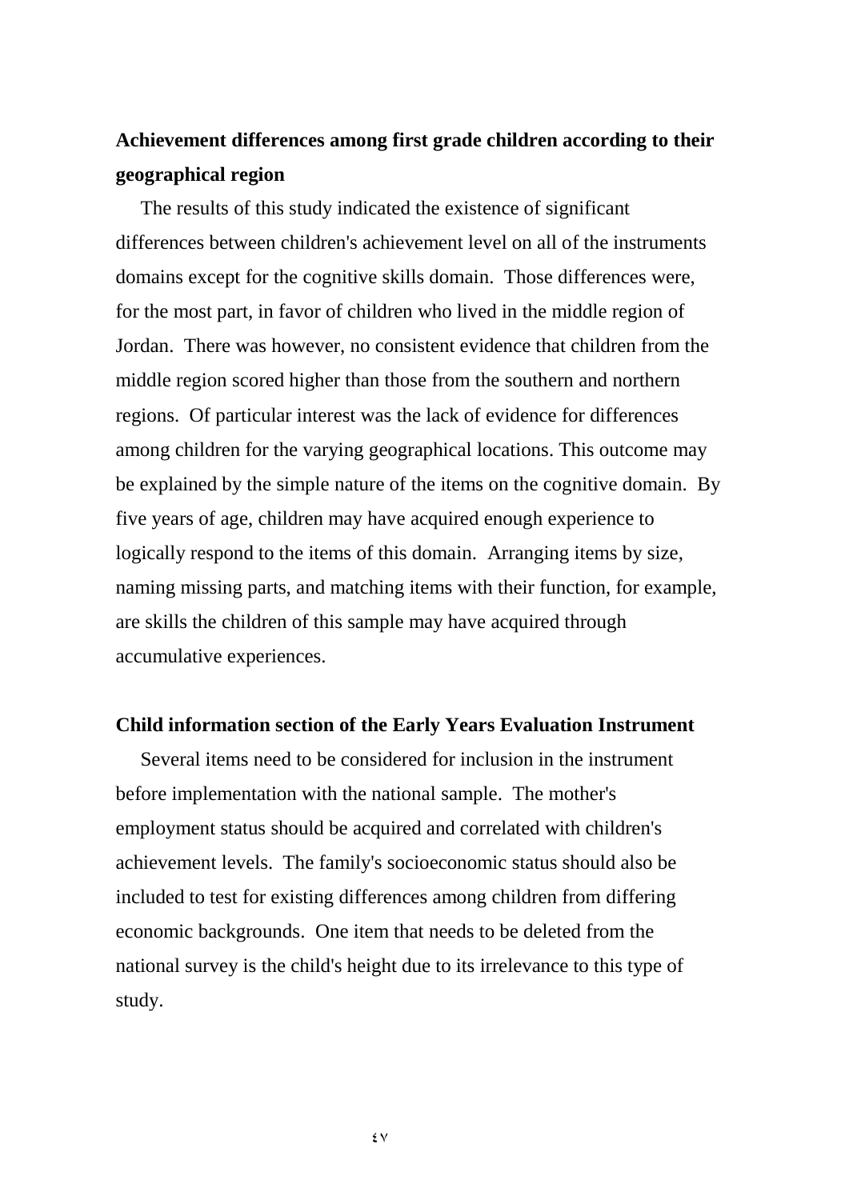**Achievement differences among first grade children according to their geographical region**

The results of this study indicated the existence of significant differences between children's achievement level on all of the instruments domains except for the cognitive skills domain. Those differences were, for the most part, in favor of children who lived in the middle region of Jordan. There was however, no consistent evidence that children from the middle region scored higher than those from the southern and northern regions. Of particular interest was the lack of evidence for differences among children for the varying geographical locations. This outcome may be explained by the simple nature of the items on the cognitive domain. By five years of age, children may have acquired enough experience to logically respond to the items of this domain. Arranging items by size, naming missing parts, and matching items with their function, for example, are skills the children of this sample may have acquired through accumulative experiences.

**Child information section of the Early Years Evaluation Instrument**

Several items need to be considered for inclusion in the instrument before implementation with the national sample. The mother's employment status should be acquired and correlated with children's achievement levels. The family's socioeconomic status should also be included to test for existing differences among children from differing economic backgrounds. One item that needs to be deleted from the national survey is the child's height due to its irrelevance to this type of study.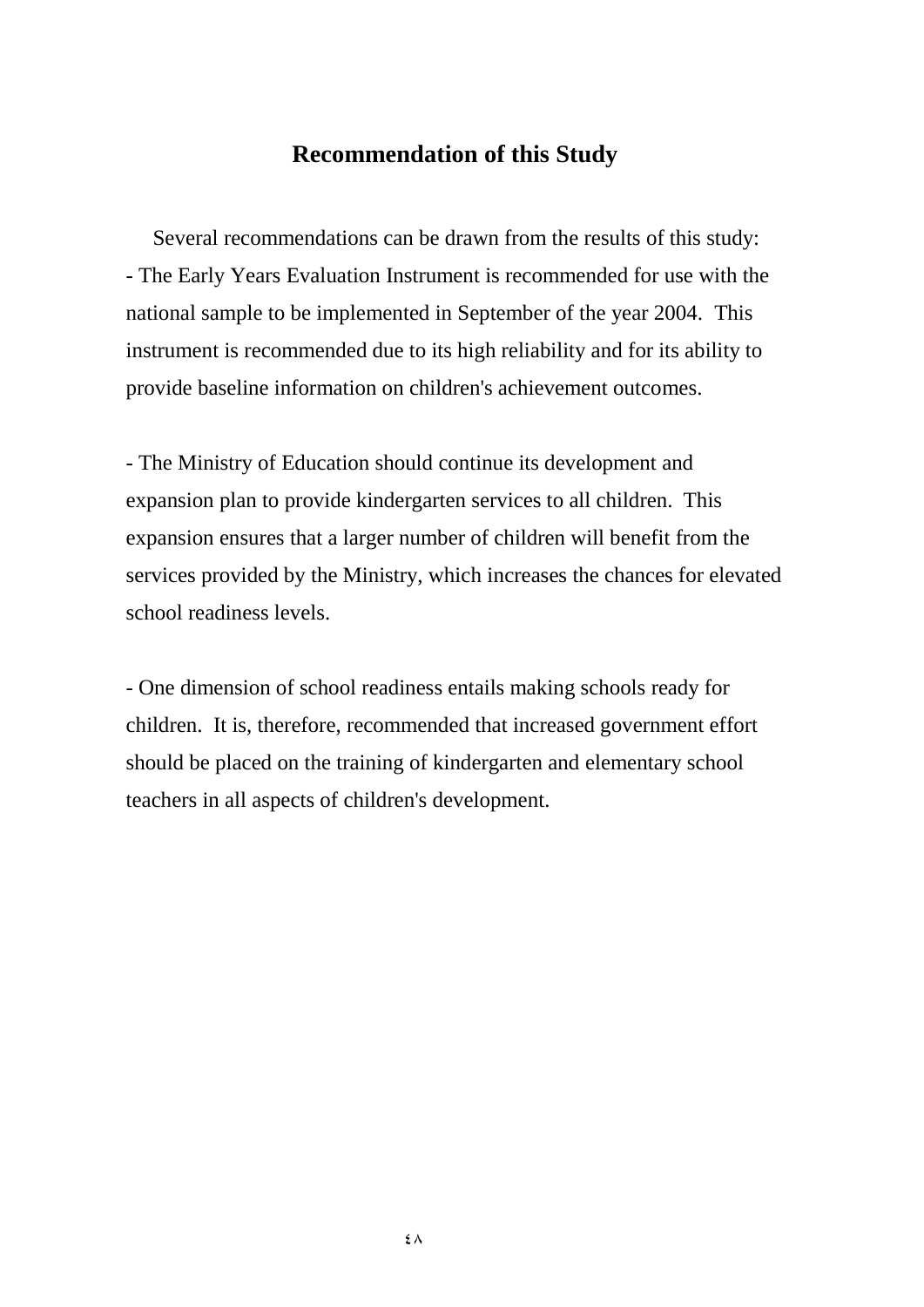## Recommendation of this Study

Several recommendations can be drawn from the results of this study:

- The Early Years Evaluation Instrument is recommended for use with the national sample to be implemented in September of the year 2004. This instrument is recommended due to its high reliability and for its ability to provide baseline information on children's achievement outcomes.

- The Ministry of Education should continue its development and expansion plan to provide kindergarten services to all children. This expansion ensures that a larger number of children will benefit from the services provided by the Ministry, which increases the chances for elevated school readiness levels.

- One dimension of school readiness entails making schools ready for children. It is, therefore, recommended that increased government effort should be placed on the training of kindergarten and elementary school teachers in all aspects of children's development.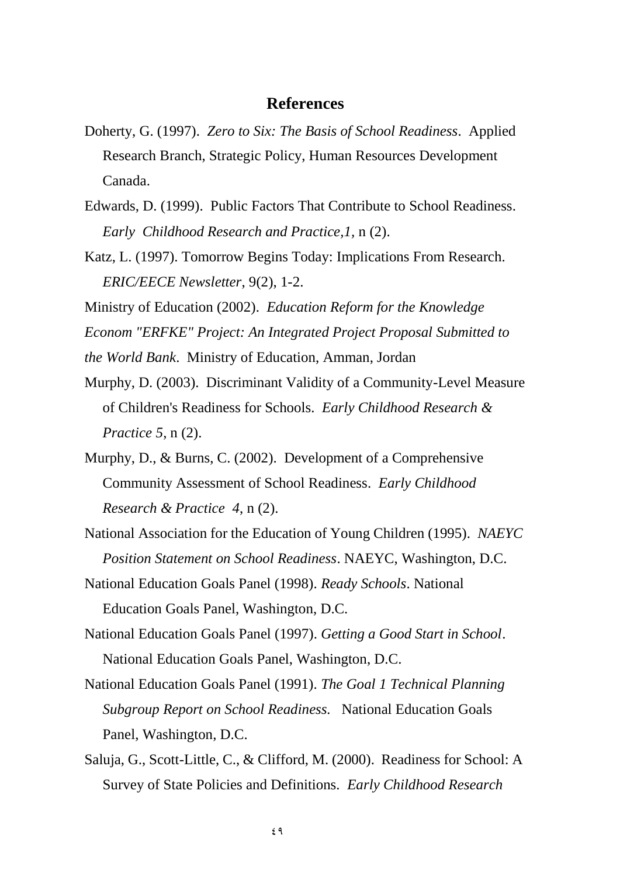## References

Doherty, G. (1997). *Zero to Six: The Basis of School Readiness*. Applied Research Branch, Strategic Policy, Human Resources Development Canada.

Edwards, D. (1999). Public Factors That Contribute to School Readiness. *Early Childhood Research and Practice,1*, n (2).

Katz, L. (1997). Tomorrow Begins Today: Implications From Research. *ERIC/EECE Newsletter*, 9(2), 1-2.

Ministry of Education (2002). *Education Reform for the Knowledge Econom "ERFKE" Project: An Integrated Project Proposal Submitted to the World Bank*. Ministry of Education, Amman, Jordan

Murphy, D. (2003). Discriminant Validity of a Community-Level Measure of Children's Readiness for Schools. *Early Childhood Research & Practice 5*, n (2).

Murphy, D., & Burns, C. (2002). Development of a Comprehensive Community Assessment of School Readiness. *Early Childhood Research & Practice 4*, n (2).

National Association for the Education of Young Children (1995). *NAEYC Position Statement on School Readiness*. NAEYC, Washington, D.C.

National Education Goals Panel (1998). *Ready Schools*. National Education Goals Panel, Washington, D.C.

National Education Goals Panel (1997). *Getting a Good Start in School*. National Education Goals Panel, Washington, D.C.

National Education Goals Panel (1991). *The Goal 1 Technical Planning Subgroup Report on School Readiness.* National Education Goals Panel, Washington, D.C.

Saluja, G., Scott-Little, C., & Clifford, M. (2000). Readiness for School: A Survey of State Policies and Definitions. *Early Childhood Research*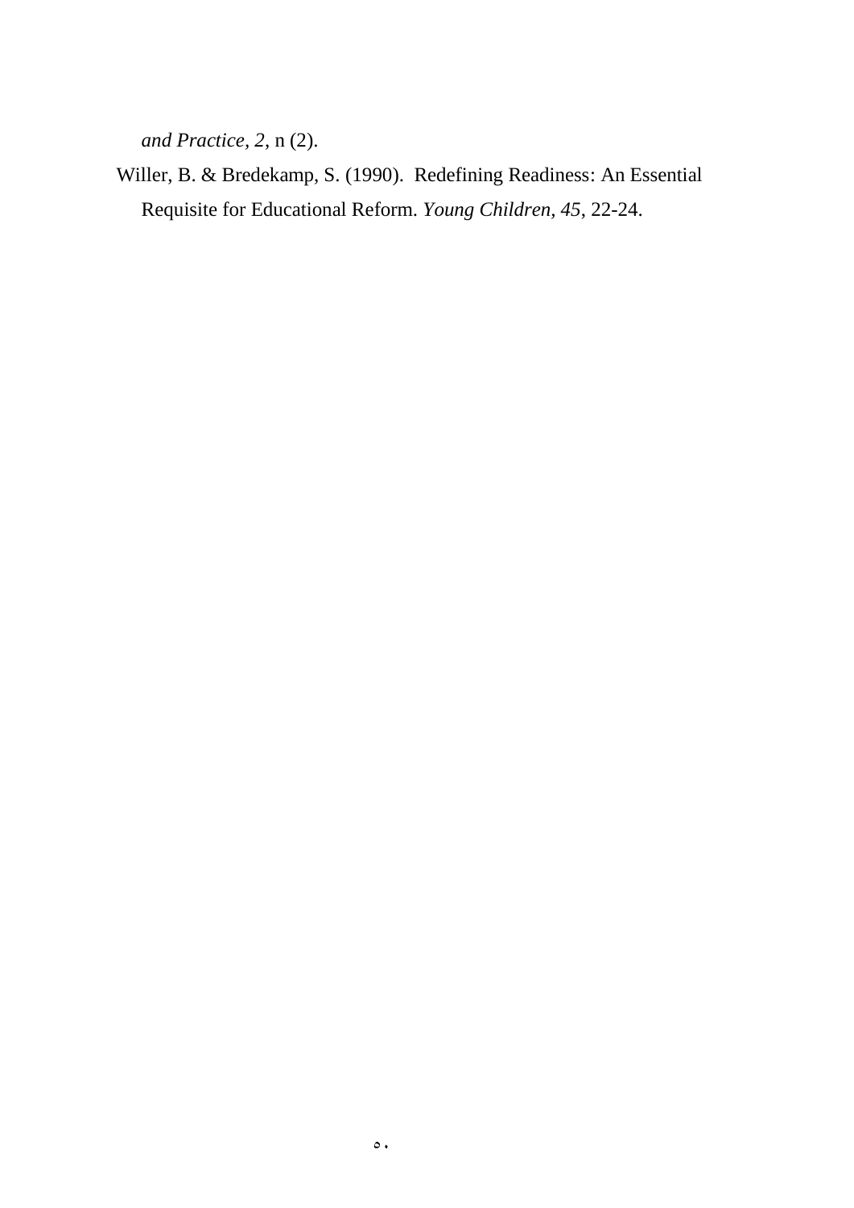*and Practice, 2*, n (2).

Willer, B. & Bredekamp, S. (1990). Redefining Readiness: An Essential Requisite for Educational Reform. *Young Children*, *45*, 22-24.